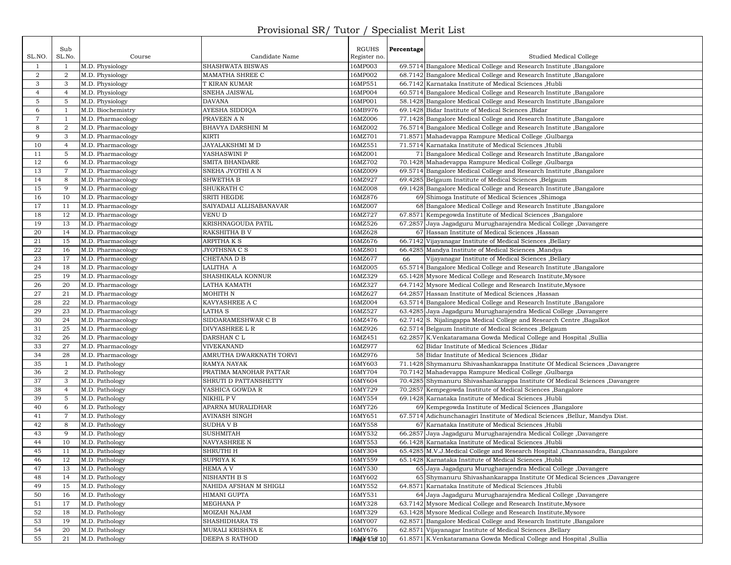# Provisional SR/ Tutor / Specialist Merit List

| SL.NO. | Sub SL.No. | Course | Candidate Name | RGUHS Register no. | Percentage | Studied Medical College |
|---|---|---|---|---|---|---|
| 1 | 1 | M.D. Physiology | SHASHWATA BISWAS | 16MP003 | 69.5714 | Bangalore Medical College and Research Institute ,Bangalore |
| 2 | 2 | M.D. Physiology | MAMATHA SHREE C | 16MP002 | 68.7142 | Bangalore Medical College and Research Institute ,Bangalore |
| 3 | 3 | M.D. Physiology | T KIRAN KUMAR | 16MP551 | 66.7142 | Karnataka Institute of Medical Sciences ,Hubli |
| 4 | 4 | M.D. Physiology | SNEHA JAISWAL | 16MP004 | 60.5714 | Bangalore Medical College and Research Institute ,Bangalore |
| 5 | 5 | M.D. Physiology | DAVANA | 16MP001 | 58.1428 | Bangalore Medical College and Research Institute ,Bangalore |
| 6 | 1 | M.D. Biochemistry | AYESHA SIDDIQA | 16MB976 | 69.1428 | Bidar Institute of Medical Sciences ,Bidar |
| 7 | 1 | M.D. Pharmacology | PRAVEEN A N | 16MZ006 | 77.1428 | Bangalore Medical College and Research Institute ,Bangalore |
| 8 | 2 | M.D. Pharmacology | BHAVYA DARSHINI M | 16MZ002 | 76.5714 | Bangalore Medical College and Research Institute ,Bangalore |
| 9 | 3 | M.D. Pharmacology | KIRTI | 16MZ701 | 71.8571 | Mahadevappa Rampure Medical College ,Gulbarga |
| 10 | 4 | M.D. Pharmacology | JAYALAKSHMI M D | 16MZ551 | 71.5714 | Karnataka Institute of Medical Sciences ,Hubli |
| 11 | 5 | M.D. Pharmacology | YASHASWINI P | 16MZ001 | 71 | Bangalore Medical College and Research Institute ,Bangalore |
| 12 | 6 | M.D. Pharmacology | SMITA BHANDARE | 16MZ702 | 70.1428 | Mahadevappa Rampure Medical College ,Gulbarga |
| 13 | 7 | M.D. Pharmacology | SNEHA JYOTHI A N | 16MZ009 | 69.5714 | Bangalore Medical College and Research Institute ,Bangalore |
| 14 | 8 | M.D. Pharmacology | SHWETHA B | 16MZ927 | 69.4285 | Belgaum Institute of Medical Sciences ,Belgaum |
| 15 | 9 | M.D. Pharmacology | SHUKRATH C | 16MZ008 | 69.1428 | Bangalore Medical College and Research Institute ,Bangalore |
| 16 | 10 | M.D. Pharmacology | SRITI HEGDE | 16MZ876 | 69 | Shimoga Institute of Medical Sciences ,Shimoga |
| 17 | 11 | M.D. Pharmacology | SAIYADALI ALLISABANAVAR | 16MZ007 | 68 | Bangalore Medical College and Research Institute ,Bangalore |
| 18 | 12 | M.D. Pharmacology | VENU D | 16MZ727 | 67.8571 | Kempegowda Institute of Medical Sciences ,Bangalore |
| 19 | 13 | M.D. Pharmacology | KRISHNAGOUDA PATIL | 16MZ526 | 67.2857 | Jaya Jagadguru Murugharajendra Medical College ,Davangere |
| 20 | 14 | M.D. Pharmacology | RAKSHITHA B V | 16MZ628 | 67 | Hassan Institute of Medical Sciences ,Hassan |
| 21 | 15 | M.D. Pharmacology | ARPITHA K S | 16MZ676 | 66.7142 | Vijayanagar Institute of Medical Sciences ,Bellary |
| 22 | 16 | M.D. Pharmacology | JYOTHSNA C S | 16MZ801 | 66.4285 | Mandya Institute of Medical Sciences ,Mandya |
| 23 | 17 | M.D. Pharmacology | CHETANA D B | 16MZ677 | 66 | Vijayanagar Institute of Medical Sciences ,Bellary |
| 24 | 18 | M.D. Pharmacology | LALITHA A | 16MZ005 | 65.5714 | Bangalore Medical College and Research Institute ,Bangalore |
| 25 | 19 | M.D. Pharmacology | SHASHIKALA KONNUR | 16MZ329 | 65.1428 | Mysore Medical College and Research Institute,Mysore |
| 26 | 20 | M.D. Pharmacology | LATHA KAMATH | 16MZ327 | 64.7142 | Mysore Medical College and Research Institute,Mysore |
| 27 | 21 | M.D. Pharmacology | MOHITH N | 16MZ627 | 64.2857 | Hassan Institute of Medical Sciences ,Hassan |
| 28 | 22 | M.D. Pharmacology | KAVYASHREE A C | 16MZ004 | 63.5714 | Bangalore Medical College and Research Institute ,Bangalore |
| 29 | 23 | M.D. Pharmacology | LATHA S | 16MZ527 | 63.4285 | Jaya Jagadguru Murugharajendra Medical College ,Davangere |
| 30 | 24 | M.D. Pharmacology | SIDDARAMESHWAR C B | 16MZ476 | 62.7142 | S. Nijalingappa Medical College and Research Centre ,Bagalkot |
| 31 | 25 | M.D. Pharmacology | DIVYASHREE L R | 16MZ926 | 62.5714 | Belgaum Institute of Medical Sciences ,Belgaum |
| 32 | 26 | M.D. Pharmacology | DARSHAN C L | 16MZ451 | 62.2857 | K.Venkataramana Gowda Medical College and Hospital ,Sullia |
| 33 | 27 | M.D. Pharmacology | VIVEKANAND | 16MZ977 | 62 | Bidar Institute of Medical Sciences ,Bidar |
| 34 | 28 | M.D. Pharmacology | AMRUTHA DWARKNATH TORVI | 16MZ976 | 58 | Bidar Institute of Medical Sciences ,Bidar |
| 35 | 1 | M.D. Pathology | RAMYA NAYAK | 16MY603 | 71.1428 | Shymanuru Shivashankarappa Institute Of Medical Sciences ,Davangere |
| 36 | 2 | M.D. Pathology | PRATIMA MANOHAR PATTAR | 16MY704 | 70.7142 | Mahadevappa Rampure Medical College ,Gulbarga |
| 37 | 3 | M.D. Pathology | SHRUTI D PATTANSHETTY | 16MY604 | 70.4285 | Shymanuru Shivashankarappa Institute Of Medical Sciences ,Davangere |
| 38 | 4 | M.D. Pathology | YASHICA GOWDA R | 16MY729 | 70.2857 | Kempegowda Institute of Medical Sciences ,Bangalore |
| 39 | 5 | M.D. Pathology | NIKHIL P V | 16MY554 | 69.1428 | Karnataka Institute of Medical Sciences ,Hubli |
| 40 | 6 | M.D. Pathology | APARNA MURALIDHAR | 16MY726 | 69 | Kempegowda Institute of Medical Sciences ,Bangalore |
| 41 | 7 | M.D. Pathology | AVINASH SINGH | 16MY651 | 67.5714 | Adichunchanagiri Institute of Medical Sciences ,Bellur, Mandya Dist. |
| 42 | 8 | M.D. Pathology | SUDHA V B | 16MY558 | 67 | Karnataka Institute of Medical Sciences ,Hubli |
| 43 | 9 | M.D. Pathology | SUSHMITAH | 16MY532 | 66.2857 | Jaya Jagadguru Murugharajendra Medical College ,Davangere |
| 44 | 10 | M.D. Pathology | NAVYASHREE N | 16MY553 | 66.1428 | Karnataka Institute of Medical Sciences ,Hubli |
| 45 | 11 | M.D. Pathology | SHRUTHI H | 16MY304 | 65.4285 | M.V.J.Medical College and Research Hospital ,Channasandra, Bangalore |
| 46 | 12 | M.D. Pathology | SUPRIYA K | 16MY559 | 65.1428 | Karnataka Institute of Medical Sciences ,Hubli |
| 47 | 13 | M.D. Pathology | HEMA A V | 16MY530 | 65 | Jaya Jagadguru Murugharajendra Medical College ,Davangere |
| 48 | 14 | M.D. Pathology | NISHANTH B S | 16MY602 | 65 | Shymanuru Shivashankarappa Institute Of Medical Sciences ,Davangere |
| 49 | 15 | M.D. Pathology | NAHIDA AFSHAN M SHIGLI | 16MY552 | 64.8571 | Karnataka Institute of Medical Sciences ,Hubli |
| 50 | 16 | M.D. Pathology | HIMANI GUPTA | 16MY531 | 64 | Jaya Jagadguru Murugharajendra Medical College ,Davangere |
| 51 | 17 | M.D. Pathology | MEGHANA P | 16MY328 | 63.7142 | Mysore Medical College and Research Institute,Mysore |
| 52 | 18 | M.D. Pathology | MOIZAH NAJAM | 16MY329 | 63.1428 | Mysore Medical College and Research Institute,Mysore |
| 53 | 19 | M.D. Pathology | SHASHIDHARA TS | 16MY007 | 62.8571 | Bangalore Medical College and Research Institute ,Bangalore |
| 54 | 20 | M.D. Pathology | MURALI KRISHNA E | 16MY676 | 62.8571 | Vijayanagar Institute of Medical Sciences ,Bellary |
| 55 | 21 | M.D. Pathology | DEEPA S RATHOD | 16MY451 | 61.8571 | K.Venkataramana Gowda Medical College and Hospital ,Sullia |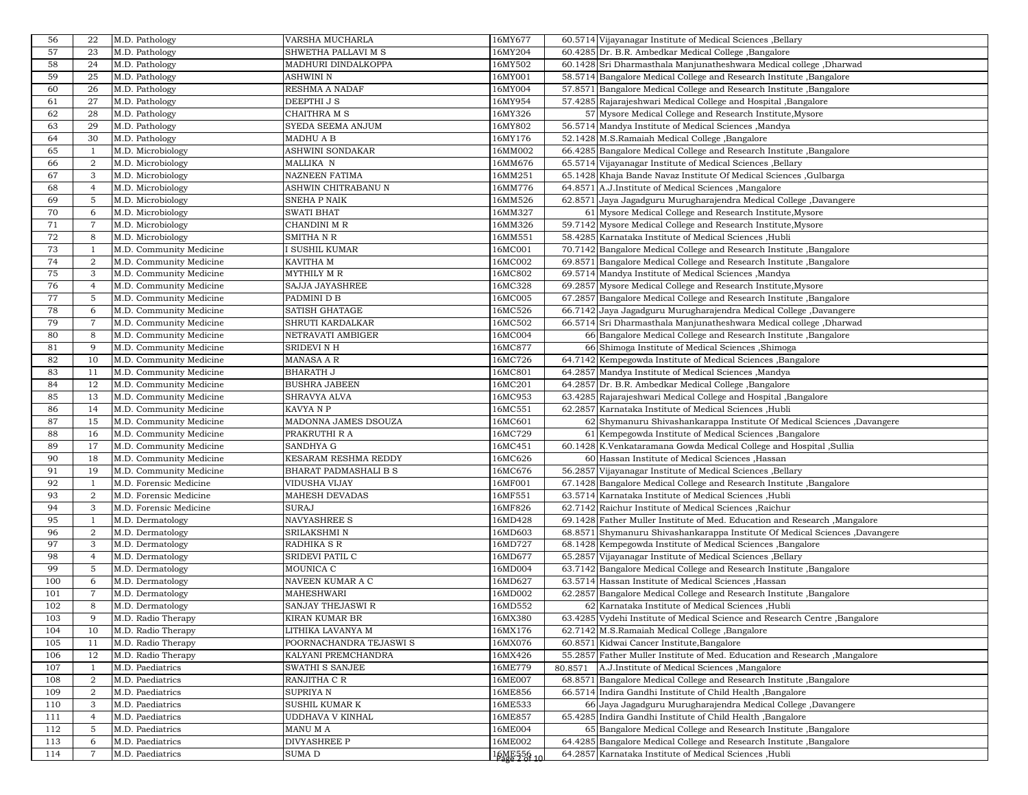| | | | | | | |
|---|---|---|---|---|---|---|
| 56 | 22 | M.D. Pathology | VARSHA MUCHARLA | 16MY677 | 60.5714 | Vijayanagar Institute of Medical Sciences ,Bellary |
| 57 | 23 | M.D. Pathology | SHWETHA PALLAVI M S | 16MY204 | 60.4285 | Dr. B.R. Ambedkar Medical College ,Bangalore |
| 58 | 24 | M.D. Pathology | MADHURI DINDALKOPPA | 16MY502 | 60.1428 | Sri Dharmasthala Manjunatheshwara Medical college ,Dharwad |
| 59 | 25 | M.D. Pathology | ASHWINI N | 16MY001 | 58.5714 | Bangalore Medical College and Research Institute ,Bangalore |
| 60 | 26 | M.D. Pathology | RESHMA A NADAF | 16MY004 | 57.8571 | Bangalore Medical College and Research Institute ,Bangalore |
| 61 | 27 | M.D. Pathology | DEEPTHI J S | 16MY954 | 57.4285 | Rajarajeshwari Medical College and Hospital ,Bangalore |
| 62 | 28 | M.D. Pathology | CHAITHRA M S | 16MY326 | 57 | Mysore Medical College and Research Institute,Mysore |
| 63 | 29 | M.D. Pathology | SYEDA SEEMA ANJUM | 16MY802 | 56.5714 | Mandya Institute of Medical Sciences ,Mandya |
| 64 | 30 | M.D. Pathology | MADHU A B | 16MY176 | 52.1428 | M.S.Ramaiah Medical College ,Bangalore |
| 65 | 1 | M.D. Microbiology | ASHWINI SONDAKAR | 16MM002 | 66.4285 | Bangalore Medical College and Research Institute ,Bangalore |
| 66 | 2 | M.D. Microbiology | MALLIKA N | 16MM676 | 65.5714 | Vijayanagar Institute of Medical Sciences ,Bellary |
| 67 | 3 | M.D. Microbiology | NAZNEEN FATIMA | 16MM251 | 65.1428 | Khaja Bande Navaz Institute Of Medical Sciences ,Gulbarga |
| 68 | 4 | M.D. Microbiology | ASHWIN CHITRABANU N | 16MM776 | 64.8571 | A.J.Institute of Medical Sciences ,Mangalore |
| 69 | 5 | M.D. Microbiology | SNEHA P NAIK | 16MM526 | 62.8571 | Jaya Jagadguru Murugharajendra Medical College ,Davangere |
| 70 | 6 | M.D. Microbiology | SWATI BHAT | 16MM327 | 61 | Mysore Medical College and Research Institute,Mysore |
| 71 | 7 | M.D. Microbiology | CHANDINI M R | 16MM326 | 59.7142 | Mysore Medical College and Research Institute,Mysore |
| 72 | 8 | M.D. Microbiology | SMITHA N R | 16MM551 | 58.4285 | Karnataka Institute of Medical Sciences ,Hubli |
| 73 | 1 | M.D. Community Medicine | I SUSHIL KUMAR | 16MC001 | 70.7142 | Bangalore Medical College and Research Institute ,Bangalore |
| 74 | 2 | M.D. Community Medicine | KAVITHA M | 16MC002 | 69.8571 | Bangalore Medical College and Research Institute ,Bangalore |
| 75 | 3 | M.D. Community Medicine | MYTHILY M R | 16MC802 | 69.5714 | Mandya Institute of Medical Sciences ,Mandya |
| 76 | 4 | M.D. Community Medicine | SAJJA JAYASHREE | 16MC328 | 69.2857 | Mysore Medical College and Research Institute,Mysore |
| 77 | 5 | M.D. Community Medicine | PADMINI D B | 16MC005 | 67.2857 | Bangalore Medical College and Research Institute ,Bangalore |
| 78 | 6 | M.D. Community Medicine | SATISH GHATAGE | 16MC526 | 66.7142 | Jaya Jagadguru Murugharajendra Medical College ,Davangere |
| 79 | 7 | M.D. Community Medicine | SHRUTI KARDALKAR | 16MC502 | 66.5714 | Sri Dharmasthala Manjunatheshwara Medical college ,Dharwad |
| 80 | 8 | M.D. Community Medicine | NETRAVATI AMBIGER | 16MC004 | 66 | Bangalore Medical College and Research Institute ,Bangalore |
| 81 | 9 | M.D. Community Medicine | SRIDEVI N H | 16MC877 | 66 | Shimoga Institute of Medical Sciences ,Shimoga |
| 82 | 10 | M.D. Community Medicine | MANASA A R | 16MC726 | 64.7142 | Kempegowda Institute of Medical Sciences ,Bangalore |
| 83 | 11 | M.D. Community Medicine | BHARATH J | 16MC801 | 64.2857 | Mandya Institute of Medical Sciences ,Mandya |
| 84 | 12 | M.D. Community Medicine | BUSHRA JABEEN | 16MC201 | 64.2857 | Dr. B.R. Ambedkar Medical College ,Bangalore |
| 85 | 13 | M.D. Community Medicine | SHRAVYA ALVA | 16MC953 | 63.4285 | Rajarajeshwari Medical College and Hospital ,Bangalore |
| 86 | 14 | M.D. Community Medicine | KAVYA N P | 16MC551 | 62.2857 | Karnataka Institute of Medical Sciences ,Hubli |
| 87 | 15 | M.D. Community Medicine | MADONNA JAMES DSOUZA | 16MC601 | 62 | Shymanuru Shivashankarappa Institute Of Medical Sciences ,Davangere |
| 88 | 16 | M.D. Community Medicine | PRAKRUTHI R A | 16MC729 | 61 | Kempegowda Institute of Medical Sciences ,Bangalore |
| 89 | 17 | M.D. Community Medicine | SANDHYA G | 16MC451 | 60.1428 | K.Venkataramana Gowda Medical College and Hospital ,Sullia |
| 90 | 18 | M.D. Community Medicine | KESARAM RESHMA REDDY | 16MC626 | 60 | Hassan Institute of Medical Sciences ,Hassan |
| 91 | 19 | M.D. Community Medicine | BHARAT PADMASHALI B S | 16MC676 | 56.2857 | Vijayanagar Institute of Medical Sciences ,Bellary |
| 92 | 1 | M.D. Forensic Medicine | VIDUSHA VIJAY | 16MF001 | 67.1428 | Bangalore Medical College and Research Institute ,Bangalore |
| 93 | 2 | M.D. Forensic Medicine | MAHESH DEVADAS | 16MF551 | 63.5714 | Karnataka Institute of Medical Sciences ,Hubli |
| 94 | 3 | M.D. Forensic Medicine | SURAJ | 16MF826 | 62.7142 | Raichur Institute of Medical Sciences ,Raichur |
| 95 | 1 | M.D. Dermatology | NAVYASHREE S | 16MD428 | 69.1428 | Father Muller Institute of Med. Education and Research ,Mangalore |
| 96 | 2 | M.D. Dermatology | SRILAKSHMI N | 16MD603 | 68.8571 | Shymanuru Shivashankarappa Institute Of Medical Sciences ,Davangere |
| 97 | 3 | M.D. Dermatology | RADHIKA S R | 16MD727 | 68.1428 | Kempegowda Institute of Medical Sciences ,Bangalore |
| 98 | 4 | M.D. Dermatology | SRIDEVI PATIL C | 16MD677 | 65.2857 | Vijayanagar Institute of Medical Sciences ,Bellary |
| 99 | 5 | M.D. Dermatology | MOUNICA C | 16MD004 | 63.7142 | Bangalore Medical College and Research Institute ,Bangalore |
| 100 | 6 | M.D. Dermatology | NAVEEN KUMAR A C | 16MD627 | 63.5714 | Hassan Institute of Medical Sciences ,Hassan |
| 101 | 7 | M.D. Dermatology | MAHESHWARI | 16MD002 | 62.2857 | Bangalore Medical College and Research Institute ,Bangalore |
| 102 | 8 | M.D. Dermatology | SANJAY THEJASWI R | 16MD552 | 62 | Karnataka Institute of Medical Sciences ,Hubli |
| 103 | 9 | M.D. Radio Therapy | KIRAN KUMAR BR | 16MX380 | 63.4285 | Vydehi Institute of Medical Science and Research Centre ,Bangalore |
| 104 | 10 | M.D. Radio Therapy | LITHIKA LAVANYA M | 16MX176 | 62.7142 | M.S.Ramaiah Medical College ,Bangalore |
| 105 | 11 | M.D. Radio Therapy | POORNACHANDRA TEJASWI S | 16MX076 | 60.8571 | Kidwai Cancer Institute,Bangalore |
| 106 | 12 | M.D. Radio Therapy | KALYANI PREMCHANDRA | 16MX426 | 55.2857 | Father Muller Institute of Med. Education and Research ,Mangalore |
| 107 | 1 | M.D. Paediatrics | SWATHI S SANJEE | 16ME779 | 80.8571 | A.J.Institute of Medical Sciences ,Mangalore |
| 108 | 2 | M.D. Paediatrics | RANJITHA C R | 16ME007 | 68.8571 | Bangalore Medical College and Research Institute ,Bangalore |
| 109 | 2 | M.D. Paediatrics | SUPRIYA N | 16ME856 | 66.5714 | Indira Gandhi Institute of Child Health ,Bangalore |
| 110 | 3 | M.D. Paediatrics | SUSHIL KUMAR K | 16ME533 | 66 | Jaya Jagadguru Murugharajendra Medical College ,Davangere |
| 111 | 4 | M.D. Paediatrics | UDDHAVA V KINHAL | 16ME857 | 65.4285 | Indira Gandhi Institute of Child Health ,Bangalore |
| 112 | 5 | M.D. Paediatrics | MANU M A | 16ME004 | 65 | Bangalore Medical College and Research Institute ,Bangalore |
| 113 | 6 | M.D. Paediatrics | DIVYASHREE P | 16ME002 | 64.4285 | Bangalore Medical College and Research Institute ,Bangalore |
| 114 | 7 | M.D. Paediatrics | SUMA D | 16ME556 | 64.2857 | Karnataka Institute of Medical Sciences ,Hubli |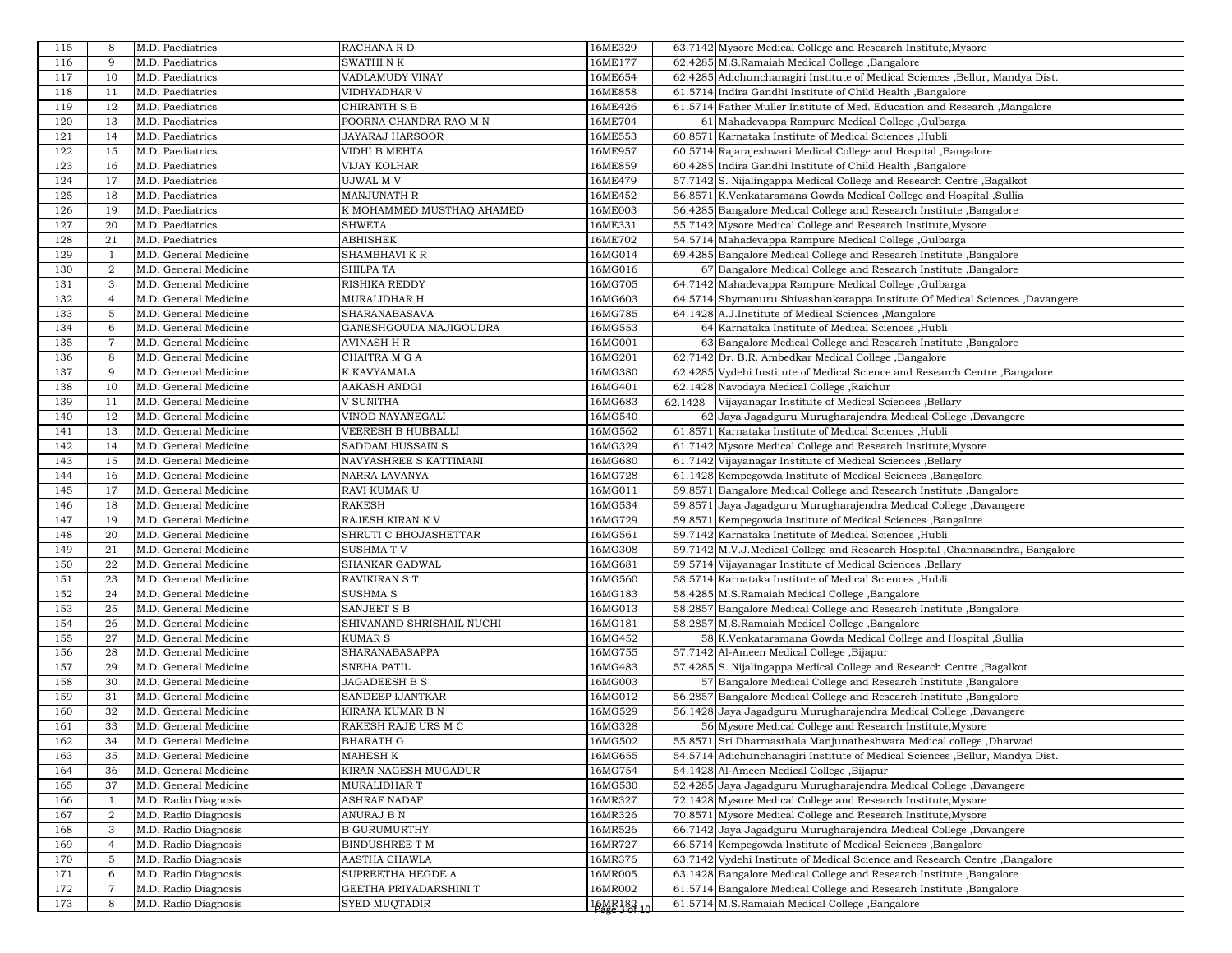| | | | | | | |
|---|---|---|---|---|---|---|
| 115 | 8 | M.D. Paediatrics | RACHANA R D | 16ME329 | 63.7142 | Mysore Medical College and Research Institute,Mysore |
| 116 | 9 | M.D. Paediatrics | SWATHI N K | 16ME177 | 62.4285 | M.S.Ramaiah Medical College ,Bangalore |
| 117 | 10 | M.D. Paediatrics | VADLAMUDY VINAY | 16ME654 | 62.4285 | Adichunchanagiri Institute of Medical Sciences ,Bellur, Mandya Dist. |
| 118 | 11 | M.D. Paediatrics | VIDHYADHAR V | 16ME858 | 61.5714 | Indira Gandhi Institute of Child Health ,Bangalore |
| 119 | 12 | M.D. Paediatrics | CHIRANTH S B | 16ME426 | 61.5714 | Father Muller Institute of Med. Education and Research ,Mangalore |
| 120 | 13 | M.D. Paediatrics | POORNA CHANDRA RAO M N | 16ME704 | 61 | Mahadevappa Rampure Medical College ,Gulbarga |
| 121 | 14 | M.D. Paediatrics | JAYARAJ HARSOOR | 16ME553 | 60.8571 | Karnataka Institute of Medical Sciences ,Hubli |
| 122 | 15 | M.D. Paediatrics | VIDHI B MEHTA | 16ME957 | 60.5714 | Rajarajeshwari Medical College and Hospital ,Bangalore |
| 123 | 16 | M.D. Paediatrics | VIJAY KOLHAR | 16ME859 | 60.4285 | Indira Gandhi Institute of Child Health ,Bangalore |
| 124 | 17 | M.D. Paediatrics | UJWAL M V | 16ME479 | 57.7142 | S. Nijalingappa Medical College and Research Centre ,Bagalkot |
| 125 | 18 | M.D. Paediatrics | MANJUNATH R | 16ME452 | 56.8571 | K.Venkataramana Gowda Medical College and Hospital ,Sullia |
| 126 | 19 | M.D. Paediatrics | K MOHAMMED MUSTHAQ AHAMED | 16ME003 | 56.4285 | Bangalore Medical College and Research Institute ,Bangalore |
| 127 | 20 | M.D. Paediatrics | SHWETA | 16ME331 | 55.7142 | Mysore Medical College and Research Institute,Mysore |
| 128 | 21 | M.D. Paediatrics | ABHISHEK | 16ME702 | 54.5714 | Mahadevappa Rampure Medical College ,Gulbarga |
| 129 | 1 | M.D. General Medicine | SHAMBHAVI K R | 16MG014 | 69.4285 | Bangalore Medical College and Research Institute ,Bangalore |
| 130 | 2 | M.D. General Medicine | SHILPA TA | 16MG016 | 67 | Bangalore Medical College and Research Institute ,Bangalore |
| 131 | 3 | M.D. General Medicine | RISHIKA REDDY | 16MG705 | 64.7142 | Mahadevappa Rampure Medical College ,Gulbarga |
| 132 | 4 | M.D. General Medicine | MURALIDHAR H | 16MG603 | 64.5714 | Shymanuru Shivashankarappa Institute Of Medical Sciences ,Davangere |
| 133 | 5 | M.D. General Medicine | SHARANABASAVA | 16MG785 | 64.1428 | A.J.Institute of Medical Sciences ,Mangalore |
| 134 | 6 | M.D. General Medicine | GANESHGOUDA MAJIGOUDRA | 16MG553 | 64 | Karnataka Institute of Medical Sciences ,Hubli |
| 135 | 7 | M.D. General Medicine | AVINASH H R | 16MG001 | 63 | Bangalore Medical College and Research Institute ,Bangalore |
| 136 | 8 | M.D. General Medicine | CHAITRA M G A | 16MG201 | 62.7142 | Dr. B.R. Ambedkar Medical College ,Bangalore |
| 137 | 9 | M.D. General Medicine | K KAVYAMALA | 16MG380 | 62.4285 | Vydehi Institute of Medical Science and Research Centre ,Bangalore |
| 138 | 10 | M.D. General Medicine | AAKASH ANDGI | 16MG401 | 62.1428 | Navodaya Medical College ,Raichur |
| 139 | 11 | M.D. General Medicine | V SUNITHA | 16MG683 | 62.1428 | Vijayanagar Institute of Medical Sciences ,Bellary |
| 140 | 12 | M.D. General Medicine | VINOD NAYANEGALI | 16MG540 | 62 | Jaya Jagadguru Murugharajendra Medical College ,Davangere |
| 141 | 13 | M.D. General Medicine | VEERESH B HUBBALLI | 16MG562 | 61.8571 | Karnataka Institute of Medical Sciences ,Hubli |
| 142 | 14 | M.D. General Medicine | SADDAM HUSSAIN S | 16MG329 | 61.7142 | Mysore Medical College and Research Institute,Mysore |
| 143 | 15 | M.D. General Medicine | NAVYASHREE S KATTIMANI | 16MG680 | 61.7142 | Vijayanagar Institute of Medical Sciences ,Bellary |
| 144 | 16 | M.D. General Medicine | NARRA LAVANYA | 16MG728 | 61.1428 | Kempegowda Institute of Medical Sciences ,Bangalore |
| 145 | 17 | M.D. General Medicine | RAVI KUMAR U | 16MG011 | 59.8571 | Bangalore Medical College and Research Institute ,Bangalore |
| 146 | 18 | M.D. General Medicine | RAKESH | 16MG534 | 59.8571 | Jaya Jagadguru Murugharajendra Medical College ,Davangere |
| 147 | 19 | M.D. General Medicine | RAJESH KIRAN K V | 16MG729 | 59.8571 | Kempegowda Institute of Medical Sciences ,Bangalore |
| 148 | 20 | M.D. General Medicine | SHRUTI C BHOJASHETTAR | 16MG561 | 59.7142 | Karnataka Institute of Medical Sciences ,Hubli |
| 149 | 21 | M.D. General Medicine | SUSHMA T V | 16MG308 | 59.7142 | M.V.J.Medical College and Research Hospital ,Channasandra, Bangalore |
| 150 | 22 | M.D. General Medicine | SHANKAR GADWAL | 16MG681 | 59.5714 | Vijayanagar Institute of Medical Sciences ,Bellary |
| 151 | 23 | M.D. General Medicine | RAVIKIRAN S T | 16MG560 | 58.5714 | Karnataka Institute of Medical Sciences ,Hubli |
| 152 | 24 | M.D. General Medicine | SUSHMA S | 16MG183 | 58.4285 | M.S.Ramaiah Medical College ,Bangalore |
| 153 | 25 | M.D. General Medicine | SANJEET S B | 16MG013 | 58.2857 | Bangalore Medical College and Research Institute ,Bangalore |
| 154 | 26 | M.D. General Medicine | SHIVANAND SHRISHAIL NUCHI | 16MG181 | 58.2857 | M.S.Ramaiah Medical College ,Bangalore |
| 155 | 27 | M.D. General Medicine | KUMAR S | 16MG452 | 58 | K.Venkataramana Gowda Medical College and Hospital ,Sullia |
| 156 | 28 | M.D. General Medicine | SHARANABASAPPA | 16MG755 | 57.7142 | Al-Ameen Medical College ,Bijapur |
| 157 | 29 | M.D. General Medicine | SNEHA PATIL | 16MG483 | 57.4285 | S. Nijalingappa Medical College and Research Centre ,Bagalkot |
| 158 | 30 | M.D. General Medicine | JAGADEESH B S | 16MG003 | 57 | Bangalore Medical College and Research Institute ,Bangalore |
| 159 | 31 | M.D. General Medicine | SANDEEP IJANTKAR | 16MG012 | 56.2857 | Bangalore Medical College and Research Institute ,Bangalore |
| 160 | 32 | M.D. General Medicine | KIRANA KUMAR B N | 16MG529 | 56.1428 | Jaya Jagadguru Murugharajendra Medical College ,Davangere |
| 161 | 33 | M.D. General Medicine | RAKESH RAJE URS M C | 16MG328 | 56 | Mysore Medical College and Research Institute,Mysore |
| 162 | 34 | M.D. General Medicine | BHARATH G | 16MG502 | 55.8571 | Sri Dharmasthala Manjunatheshwara Medical college ,Dharwad |
| 163 | 35 | M.D. General Medicine | MAHESH K | 16MG655 | 54.5714 | Adichunchanagiri Institute of Medical Sciences ,Bellur, Mandya Dist. |
| 164 | 36 | M.D. General Medicine | KIRAN NAGESH MUGADUR | 16MG754 | 54.1428 | Al-Ameen Medical College ,Bijapur |
| 165 | 37 | M.D. General Medicine | MURALIDHAR T | 16MG530 | 52.4285 | Jaya Jagadguru Murugharajendra Medical College ,Davangere |
| 166 | 1 | M.D. Radio Diagnosis | ASHRAF NADAF | 16MR327 | 72.1428 | Mysore Medical College and Research Institute,Mysore |
| 167 | 2 | M.D. Radio Diagnosis | ANURAJ B N | 16MR326 | 70.8571 | Mysore Medical College and Research Institute,Mysore |
| 168 | 3 | M.D. Radio Diagnosis | B GURUMURTHY | 16MR526 | 66.7142 | Jaya Jagadguru Murugharajendra Medical College ,Davangere |
| 169 | 4 | M.D. Radio Diagnosis | BINDUSHREE T M | 16MR727 | 66.5714 | Kempegowda Institute of Medical Sciences ,Bangalore |
| 170 | 5 | M.D. Radio Diagnosis | AASTHA CHAWLA | 16MR376 | 63.7142 | Vydehi Institute of Medical Science and Research Centre ,Bangalore |
| 171 | 6 | M.D. Radio Diagnosis | SUPREETHA HEGDE A | 16MR005 | 63.1428 | Bangalore Medical College and Research Institute ,Bangalore |
| 172 | 7 | M.D. Radio Diagnosis | GEETHA PRIYADARSHINI T | 16MR002 | 61.5714 | Bangalore Medical College and Research Institute ,Bangalore |
| 173 | 8 | M.D. Radio Diagnosis | SYED MUQTADIR | 16MR182 | 61.5714 | M.S.Ramaiah Medical College ,Bangalore |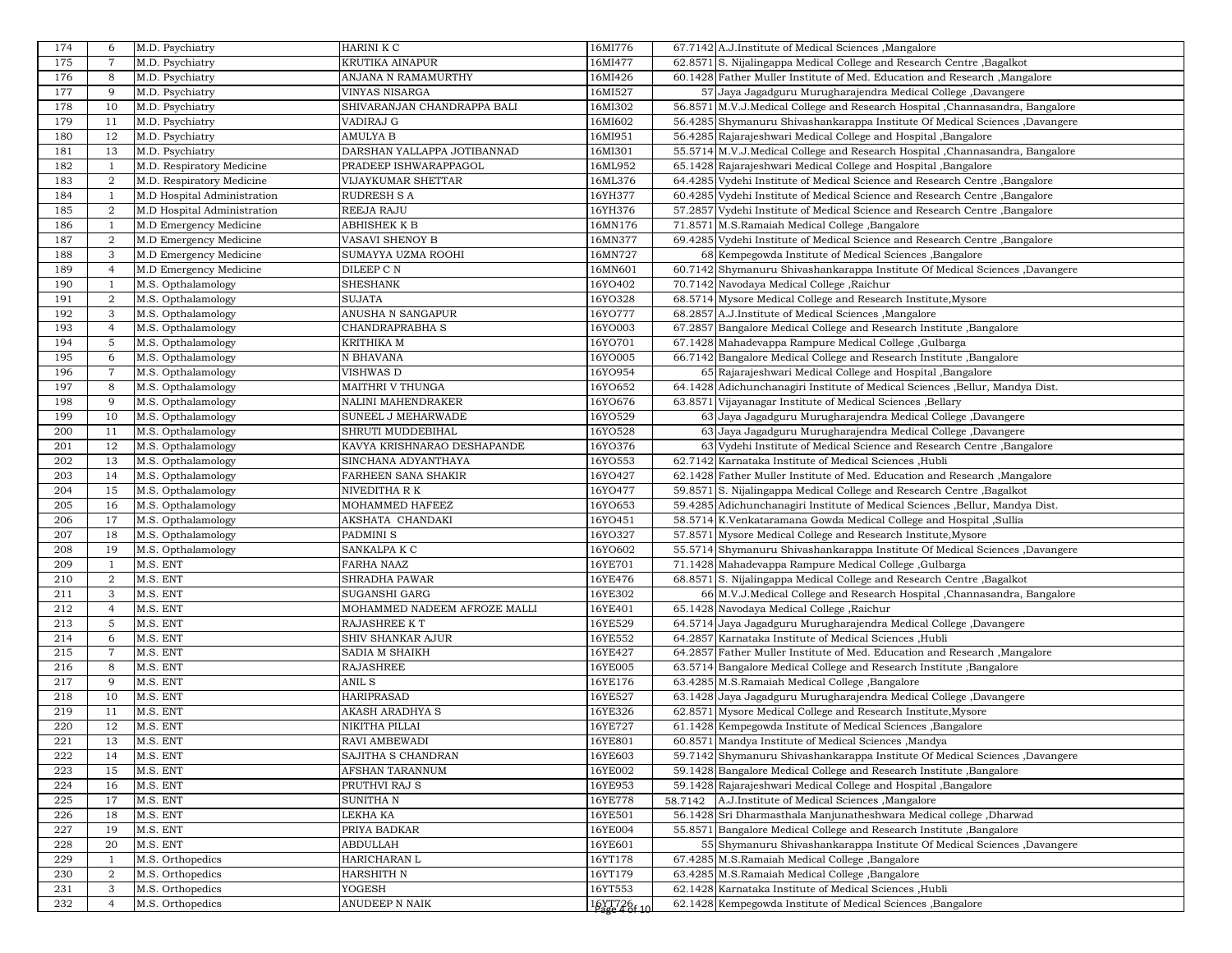| | | | | | | |
|---|---|---|---|---|---|---|
| 174 | 6 | M.D. Psychiatry | HARINI K C | 16MI776 | 67.7142 | A.J.Institute of Medical Sciences ,Mangalore |
| 175 | 7 | M.D. Psychiatry | KRUTIKA AINAPUR | 16MI477 | 62.8571 | S. Nijalingappa Medical College and Research Centre ,Bagalkot |
| 176 | 8 | M.D. Psychiatry | ANJANA N RAMAMURTHY | 16MI426 | 60.1428 | Father Muller Institute of Med. Education and Research ,Mangalore |
| 177 | 9 | M.D. Psychiatry | VINYAS NISARGA | 16MI527 | 57 | Jaya Jagadguru Murugharajendra Medical College ,Davangere |
| 178 | 10 | M.D. Psychiatry | SHIVARANJAN CHANDRAPPA BALI | 16MI302 | 56.8571 | M.V.J.Medical College and Research Hospital ,Channasandra, Bangalore |
| 179 | 11 | M.D. Psychiatry | VADIRAJ G | 16MI602 | 56.4285 | Shymanuru Shivashankarappa Institute Of Medical Sciences ,Davangere |
| 180 | 12 | M.D. Psychiatry | AMULYA B | 16MI951 | 56.4285 | Rajarajeshwari Medical College and Hospital ,Bangalore |
| 181 | 13 | M.D. Psychiatry | DARSHAN YALLAPPA JOTIBANNAD | 16MI301 | 55.5714 | M.V.J.Medical College and Research Hospital ,Channasandra, Bangalore |
| 182 | 1 | M.D. Respiratory Medicine | PRADEEP ISHWARAPPAGOL | 16ML952 | 65.1428 | Rajarajeshwari Medical College and Hospital ,Bangalore |
| 183 | 2 | M.D. Respiratory Medicine | VIJAYKUMAR SHETTAR | 16ML376 | 64.4285 | Vydehi Institute of Medical Science and Research Centre ,Bangalore |
| 184 | 1 | M.D Hospital Administration | RUDRESH S A | 16YH377 | 60.4285 | Vydehi Institute of Medical Science and Research Centre ,Bangalore |
| 185 | 2 | M.D Hospital Administration | REEJA RAJU | 16YH376 | 57.2857 | Vydehi Institute of Medical Science and Research Centre ,Bangalore |
| 186 | 1 | M.D Emergency Medicine | ABHISHEK K B | 16MN176 | 71.8571 | M.S.Ramaiah Medical College ,Bangalore |
| 187 | 2 | M.D Emergency Medicine | VASAVI SHENOY B | 16MN377 | 69.4285 | Vydehi Institute of Medical Science and Research Centre ,Bangalore |
| 188 | 3 | M.D Emergency Medicine | SUMAYYA UZMA ROOHI | 16MN727 | 68 | Kempegowda Institute of Medical Sciences ,Bangalore |
| 189 | 4 | M.D Emergency Medicine | DILEEP C N | 16MN601 | 60.7142 | Shymanuru Shivashankarappa Institute Of Medical Sciences ,Davangere |
| 190 | 1 | M.S. Opthalamology | SHESHANK | 16YO402 | 70.7142 | Navodaya Medical College ,Raichur |
| 191 | 2 | M.S. Opthalamology | SUJATA | 16YO328 | 68.5714 | Mysore Medical College and Research Institute,Mysore |
| 192 | 3 | M.S. Opthalamology | ANUSHA N SANGAPUR | 16YO777 | 68.2857 | A.J.Institute of Medical Sciences ,Mangalore |
| 193 | 4 | M.S. Opthalamology | CHANDRAPRABHA S | 16YO003 | 67.2857 | Bangalore Medical College and Research Institute ,Bangalore |
| 194 | 5 | M.S. Opthalamology | KRITHIKA M | 16YO701 | 67.1428 | Mahadevappa Rampure Medical College ,Gulbarga |
| 195 | 6 | M.S. Opthalamology | N BHAVANA | 16YO005 | 66.7142 | Bangalore Medical College and Research Institute ,Bangalore |
| 196 | 7 | M.S. Opthalamology | VISHWAS D | 16YO954 | 65 | Rajarajeshwari Medical College and Hospital ,Bangalore |
| 197 | 8 | M.S. Opthalamology | MAITHRI V THUNGA | 16YO652 | 64.1428 | Adichunchanagiri Institute of Medical Sciences ,Bellur, Mandya Dist. |
| 198 | 9 | M.S. Opthalamology | NALINI MAHENDRAKER | 16YO676 | 63.8571 | Vijayanagar Institute of Medical Sciences ,Bellary |
| 199 | 10 | M.S. Opthalamology | SUNEEL J MEHARWADE | 16YO529 | 63 | Jaya Jagadguru Murugharajendra Medical College ,Davangere |
| 200 | 11 | M.S. Opthalamology | SHRUTI MUDDEBIHAL | 16YO528 | 63 | Jaya Jagadguru Murugharajendra Medical College ,Davangere |
| 201 | 12 | M.S. Opthalamology | KAVYA KRISHNARAO DESHAPANDE | 16YO376 | 63 | Vydehi Institute of Medical Science and Research Centre ,Bangalore |
| 202 | 13 | M.S. Opthalamology | SINCHANA ADYANTHAYA | 16YO553 | 62.7142 | Karnataka Institute of Medical Sciences ,Hubli |
| 203 | 14 | M.S. Opthalamology | FARHEEN SANA SHAKIR | 16YO427 | 62.1428 | Father Muller Institute of Med. Education and Research ,Mangalore |
| 204 | 15 | M.S. Opthalamology | NIVEDITHA R K | 16YO477 | 59.8571 | S. Nijalingappa Medical College and Research Centre ,Bagalkot |
| 205 | 16 | M.S. Opthalamology | MOHAMMED HAFEEZ | 16YO653 | 59.4285 | Adichunchanagiri Institute of Medical Sciences ,Bellur, Mandya Dist. |
| 206 | 17 | M.S. Opthalamology | AKSHATA CHANDAKI | 16YO451 | 58.5714 | K.Venkataramana Gowda Medical College and Hospital ,Sullia |
| 207 | 18 | M.S. Opthalamology | PADMINI S | 16YO327 | 57.8571 | Mysore Medical College and Research Institute,Mysore |
| 208 | 19 | M.S. Opthalamology | SANKALPA K C | 16YO602 | 55.5714 | Shymanuru Shivashankarappa Institute Of Medical Sciences ,Davangere |
| 209 | 1 | M.S. ENT | FARHA NAAZ | 16YE701 | 71.1428 | Mahadevappa Rampure Medical College ,Gulbarga |
| 210 | 2 | M.S. ENT | SHRADHA PAWAR | 16YE476 | 68.8571 | S. Nijalingappa Medical College and Research Centre ,Bagalkot |
| 211 | 3 | M.S. ENT | SUGANSHI GARG | 16YE302 | 66 | M.V.J.Medical College and Research Hospital ,Channasandra, Bangalore |
| 212 | 4 | M.S. ENT | MOHAMMED NADEEM AFROZE MALLI | 16YE401 | 65.1428 | Navodaya Medical College ,Raichur |
| 213 | 5 | M.S. ENT | RAJASHREE K T | 16YE529 | 64.5714 | Jaya Jagadguru Murugharajendra Medical College ,Davangere |
| 214 | 6 | M.S. ENT | SHIV SHANKAR AJUR | 16YE552 | 64.2857 | Karnataka Institute of Medical Sciences ,Hubli |
| 215 | 7 | M.S. ENT | SADIA M SHAIKH | 16YE427 | 64.2857 | Father Muller Institute of Med. Education and Research ,Mangalore |
| 216 | 8 | M.S. ENT | RAJASHREE | 16YE005 | 63.5714 | Bangalore Medical College and Research Institute ,Bangalore |
| 217 | 9 | M.S. ENT | ANIL S | 16YE176 | 63.4285 | M.S.Ramaiah Medical College ,Bangalore |
| 218 | 10 | M.S. ENT | HARIPRASAD | 16YE527 | 63.1428 | Jaya Jagadguru Murugharajendra Medical College ,Davangere |
| 219 | 11 | M.S. ENT | AKASH ARADHYA S | 16YE326 | 62.8571 | Mysore Medical College and Research Institute,Mysore |
| 220 | 12 | M.S. ENT | NIKITHA PILLAI | 16YE727 | 61.1428 | Kempegowda Institute of Medical Sciences ,Bangalore |
| 221 | 13 | M.S. ENT | RAVI AMBEWADI | 16YE801 | 60.8571 | Mandya Institute of Medical Sciences ,Mandya |
| 222 | 14 | M.S. ENT | SAJITHA S CHANDRAN | 16YE603 | 59.7142 | Shymanuru Shivashankarappa Institute Of Medical Sciences ,Davangere |
| 223 | 15 | M.S. ENT | AFSHAN TARANNUM | 16YE002 | 59.1428 | Bangalore Medical College and Research Institute ,Bangalore |
| 224 | 16 | M.S. ENT | PRUTHVI RAJ S | 16YE953 | 59.1428 | Rajarajeshwari Medical College and Hospital ,Bangalore |
| 225 | 17 | M.S. ENT | SUNITHA N | 16YE778 | 58.7142 | A.J.Institute of Medical Sciences ,Mangalore |
| 226 | 18 | M.S. ENT | LEKHA KA | 16YE501 | 56.1428 | Sri Dharmasthala Manjunatheshwara Medical college ,Dharwad |
| 227 | 19 | M.S. ENT | PRIYA BADKAR | 16YE004 | 55.8571 | Bangalore Medical College and Research Institute ,Bangalore |
| 228 | 20 | M.S. ENT | ABDULLAH | 16YE601 | 55 | Shymanuru Shivashankarappa Institute Of Medical Sciences ,Davangere |
| 229 | 1 | M.S. Orthopedics | HARICHARAN L | 16YT178 | 67.4285 | M.S.Ramaiah Medical College ,Bangalore |
| 230 | 2 | M.S. Orthopedics | HARSHITH N | 16YT179 | 63.4285 | M.S.Ramaiah Medical College ,Bangalore |
| 231 | 3 | M.S. Orthopedics | YOGESH | 16YT553 | 62.1428 | Karnataka Institute of Medical Sciences ,Hubli |
| 232 | 4 | M.S. Orthopedics | ANUDEEP N NAIK | 16YT726 | 62.1428 | Kempegowda Institute of Medical Sciences ,Bangalore |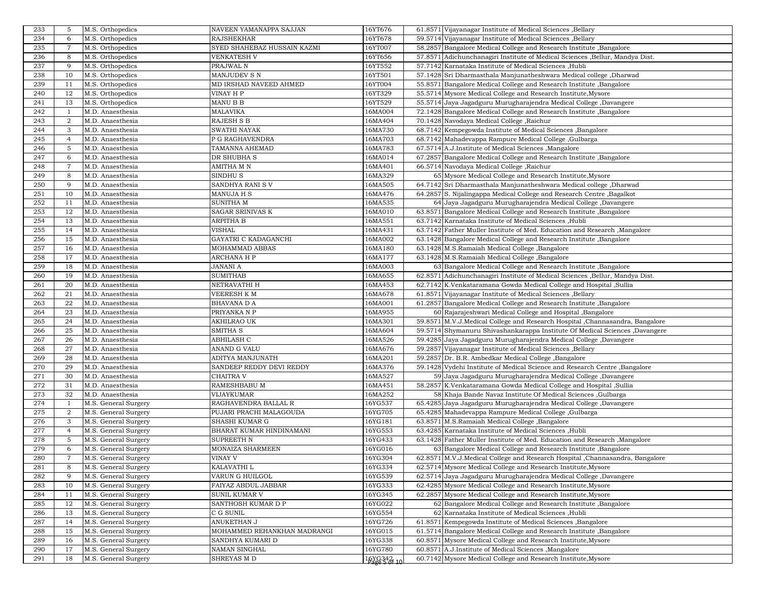| | | | | | | |
|---|---|---|---|---|---|---|
| 233 | 5 | M.S. Orthopedics | NAVEEN YAMANAPPA SAJJAN | 16YT676 | 61.8571 | Vijayanagar Institute of Medical Sciences ,Bellary |
| 234 | 6 | M.S. Orthopedics | RAJSHEKHAR | 16YT678 | 59.5714 | Vijayanagar Institute of Medical Sciences ,Bellary |
| 235 | 7 | M.S. Orthopedics | SYED SHAHEBAZ HUSSAIN KAZMI | 16YT007 | 58.2857 | Bangalore Medical College and Research Institute ,Bangalore |
| 236 | 8 | M.S. Orthopedics | VENKATESH V | 16YT656 | 57.8571 | Adichunchanagiri Institute of Medical Sciences ,Bellur, Mandya Dist. |
| 237 | 9 | M.S. Orthopedics | PRAJWAL N | 16YT552 | 57.7142 | Karnataka Institute of Medical Sciences ,Hubli |
| 238 | 10 | M.S. Orthopedics | MANJUDEV S N | 16YT501 | 57.1428 | Sri Dharmasthala Manjunatheshwara Medical college ,Dharwad |
| 239 | 11 | M.S. Orthopedics | MD IRSHAD NAVEED AHMED | 16YT004 | 55.8571 | Bangalore Medical College and Research Institute ,Bangalore |
| 240 | 12 | M.S. Orthopedics | VINAY H P | 16YT329 | 55.5714 | Mysore Medical College and Research Institute,Mysore |
| 241 | 13 | M.S. Orthopedics | MANU B B | 16YT529 | 55.5714 | Jaya Jagadguru Murugharajendra Medical College ,Davangere |
| 242 | 1 | M.D. Anaesthesia | MALAVIKA | 16MA004 | 72.1428 | Bangalore Medical College and Research Institute ,Bangalore |
| 243 | 2 | M.D. Anaesthesia | RAJESH S B | 16MA404 | 70.1428 | Navodaya Medical College ,Raichur |
| 244 | 3 | M.D. Anaesthesia | SWATHI NAYAK | 16MA730 | 68.7142 | Kempegowda Institute of Medical Sciences ,Bangalore |
| 245 | 4 | M.D. Anaesthesia | P G RAGHAVENDRA | 16MA703 | 68.7142 | Mahadevappa Rampure Medical College ,Gulbarga |
| 246 | 5 | M.D. Anaesthesia | TAMANNA AHEMAD | 16MA783 | 67.5714 | A.J.Institute of Medical Sciences ,Mangalore |
| 247 | 6 | M.D. Anaesthesia | DR SHUBHA S | 16MA014 | 67.2857 | Bangalore Medical College and Research Institute ,Bangalore |
| 248 | 7 | M.D. Anaesthesia | AMITHA M N | 16MA401 | 66.5714 | Navodaya Medical College ,Raichur |
| 249 | 8 | M.D. Anaesthesia | SINDHU S | 16MA329 | 65 | Mysore Medical College and Research Institute,Mysore |
| 250 | 9 | M.D. Anaesthesia | SANDHYA RANI S V | 16MA505 | 64.7142 | Sri Dharmasthala Manjunatheshwara Medical college ,Dharwad |
| 251 | 10 | M.D. Anaesthesia | MANUJA H S | 16MA476 | 64.2857 | S. Nijalingappa Medical College and Research Centre ,Bagalkot |
| 252 | 11 | M.D. Anaesthesia | SUNITHA M | 16MA535 | 64 | Jaya Jagadguru Murugharajendra Medical College ,Davangere |
| 253 | 12 | M.D. Anaesthesia | SAGAR SRINIVAS K | 16MA010 | 63.8571 | Bangalore Medical College and Research Institute ,Bangalore |
| 254 | 13 | M.D. Anaesthesia | ARPITHA B | 16MA551 | 63.7142 | Karnataka Institute of Medical Sciences ,Hubli |
| 255 | 14 | M.D. Anaesthesia | VISHAL | 16MA431 | 63.7142 | Father Muller Institute of Med. Education and Research ,Mangalore |
| 256 | 15 | M.D. Anaesthesia | GAYATRI C KADAGANCHI | 16MA002 | 63.1428 | Bangalore Medical College and Research Institute ,Bangalore |
| 257 | 16 | M.D. Anaesthesia | MOHAMMAD ABBAS | 16MA180 | 63.1428 | M.S.Ramaiah Medical College ,Bangalore |
| 258 | 17 | M.D. Anaesthesia | ARCHANA H P | 16MA177 | 63.1428 | M.S.Ramaiah Medical College ,Bangalore |
| 259 | 18 | M.D. Anaesthesia | JANANI A | 16MA003 | 63 | Bangalore Medical College and Research Institute ,Bangalore |
| 260 | 19 | M.D. Anaesthesia | SUMITHAB | 16MA655 | 62.8571 | Adichunchanagiri Institute of Medical Sciences ,Bellur, Mandya Dist. |
| 261 | 20 | M.D. Anaesthesia | NETRAVATHI H | 16MA453 | 62.7142 | K.Venkataramana Gowda Medical College and Hospital ,Sullia |
| 262 | 21 | M.D. Anaesthesia | VEERESH K M | 16MA678 | 61.8571 | Vijayanagar Institute of Medical Sciences ,Bellary |
| 263 | 22 | M.D. Anaesthesia | BHAVANA D A | 16MA001 | 61.2857 | Bangalore Medical College and Research Institute ,Bangalore |
| 264 | 23 | M.D. Anaesthesia | PRIYANKA N P | 16MA955 | 60 | Rajarajeshwari Medical College and Hospital ,Bangalore |
| 265 | 24 | M.D. Anaesthesia | AKHILRAO UK | 16MA301 | 59.8571 | M.V.J.Medical College and Research Hospital ,Channasandra, Bangalore |
| 266 | 25 | M.D. Anaesthesia | SMITHA S | 16MA604 | 59.5714 | Shymanuru Shivashankarappa Institute Of Medical Sciences ,Davangere |
| 267 | 26 | M.D. Anaesthesia | ABHILASH C | 16MA526 | 59.4285 | Jaya Jagadguru Murugharajendra Medical College ,Davangere |
| 268 | 27 | M.D. Anaesthesia | ANAND G VALU | 16MA676 | 59.2857 | Vijayanagar Institute of Medical Sciences ,Bellary |
| 269 | 28 | M.D. Anaesthesia | ADITYA MANJUNATH | 16MA201 | 59.2857 | Dr. B.R. Ambedkar Medical College ,Bangalore |
| 270 | 29 | M.D. Anaesthesia | SANDEEP REDDY DEVI REDDY | 16MA376 | 59.1428 | Vydehi Institute of Medical Science and Research Centre ,Bangalore |
| 271 | 30 | M.D. Anaesthesia | CHAITRA V | 16MA527 | 59 | Jaya Jagadguru Murugharajendra Medical College ,Davangere |
| 272 | 31 | M.D. Anaesthesia | RAMESHBABU M | 16MA451 | 58.2857 | K.Venkataramana Gowda Medical College and Hospital ,Sullia |
| 273 | 32 | M.D. Anaesthesia | VIJAYKUMAR | 16MA252 | 58 | Khaja Bande Navaz Institute Of Medical Sciences ,Gulbarga |
| 274 | 1 | M.S. General Surgery | RAGHAVENDRA BALLAL R | 16YG537 | 65.4285 | Jaya Jagadguru Murugharajendra Medical College ,Davangere |
| 275 | 2 | M.S. General Surgery | PUJARI PRACHI MALAGOUDA | 16YG705 | 65.4285 | Mahadevappa Rampure Medical College ,Gulbarga |
| 276 | 3 | M.S. General Surgery | SHASHI KUMAR G | 16YG181 | 63.8571 | M.S.Ramaiah Medical College ,Bangalore |
| 277 | 4 | M.S. General Surgery | BHARAT KUMAR HINDINAMANI | 16YG553 | 63.4285 | Karnataka Institute of Medical Sciences ,Hubli |
| 278 | 5 | M.S. General Surgery | SUPREETH N | 16YG433 | 63.1428 | Father Muller Institute of Med. Education and Research ,Mangalore |
| 279 | 6 | M.S. General Surgery | MONAIZA SHARMEEN | 16YG016 | 63 | Bangalore Medical College and Research Institute ,Bangalore |
| 280 | 7 | M.S. General Surgery | VINAY V | 16YG304 | 62.8571 | M.V.J.Medical College and Research Hospital ,Channasandra, Bangalore |
| 281 | 8 | M.S. General Surgery | KALAVATHI L | 16YG334 | 62.5714 | Mysore Medical College and Research Institute,Mysore |
| 282 | 9 | M.S. General Surgery | VARUN G HUILGOL | 16YG539 | 62.5714 | Jaya Jagadguru Murugharajendra Medical College ,Davangere |
| 283 | 10 | M.S. General Surgery | FAIYAZ ABDUL JABBAR | 16YG333 | 62.4285 | Mysore Medical College and Research Institute,Mysore |
| 284 | 11 | M.S. General Surgery | SUNIL KUMAR V | 16YG345 | 62.2857 | Mysore Medical College and Research Institute,Mysore |
| 285 | 12 | M.S. General Surgery | SANTHOSH KUMAR D P | 16YG022 | 62 | Bangalore Medical College and Research Institute ,Bangalore |
| 286 | 13 | M.S. General Surgery | C G SUNIL | 16YG554 | 62 | Karnataka Institute of Medical Sciences ,Hubli |
| 287 | 14 | M.S. General Surgery | ANUKETHAN J | 16YG726 | 61.8571 | Kempegowda Institute of Medical Sciences ,Bangalore |
| 288 | 15 | M.S. General Surgery | MOHAMMED REHANKHAN MADRANGI | 16YG015 | 61.5714 | Bangalore Medical College and Research Institute ,Bangalore |
| 289 | 16 | M.S. General Surgery | SANDHYA KUMARI D | 16YG338 | 60.8571 | Mysore Medical College and Research Institute,Mysore |
| 290 | 17 | M.S. General Surgery | NAMAN SINGHAL | 16YG780 | 60.8571 | A.J.Institute of Medical Sciences ,Mangalore |
| 291 | 18 | M.S. General Surgery | SHREYAS M D | 16YG342 | 60.7142 | Mysore Medical College and Research Institute,Mysore |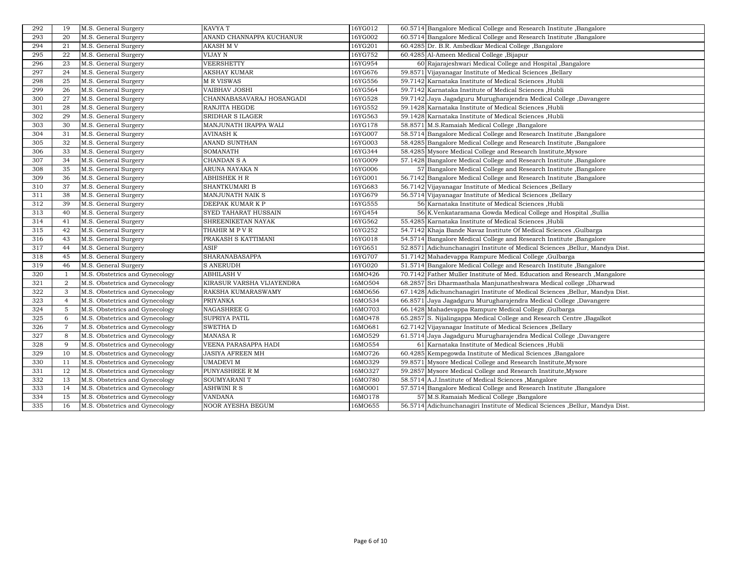| 292 | 19 | M.S. General Surgery | KAVYA T | 16YG012 | 60.5714 | Bangalore Medical College and Research Institute ,Bangalore |
|---|---|---|---|---|---|---|
| 293 | 20 | M.S. General Surgery | ANAND CHANNAPPA KUCHANUR | 16YG002 | 60.5714 | Bangalore Medical College and Research Institute ,Bangalore |
| 294 | 21 | M.S. General Surgery | AKASH M V | 16YG201 | 60.4285 | Dr. B.R. Ambedkar Medical College ,Bangalore |
| 295 | 22 | M.S. General Surgery | VIJAY N | 16YG752 | 60.4285 | Al-Ameen Medical College ,Bijapur |
| 296 | 23 | M.S. General Surgery | VEERSHETTY | 16YG954 | 60 | Rajarajeshwari Medical College and Hospital ,Bangalore |
| 297 | 24 | M.S. General Surgery | AKSHAY KUMAR | 16YG676 | 59.8571 | Vijayanagar Institute of Medical Sciences ,Bellary |
| 298 | 25 | M.S. General Surgery | M R VISWAS | 16YG556 | 59.7142 | Karnataka Institute of Medical Sciences ,Hubli |
| 299 | 26 | M.S. General Surgery | VAIBHAV JOSHI | 16YG564 | 59.7142 | Karnataka Institute of Medical Sciences ,Hubli |
| 300 | 27 | M.S. General Surgery | CHANNABASAVARAJ HOSANGADI | 16YG528 | 59.7142 | Jaya Jagadguru Murugharajendra Medical College ,Davangere |
| 301 | 28 | M.S. General Surgery | RANJITA HEGDE | 16YG552 | 59.1428 | Karnataka Institute of Medical Sciences ,Hubli |
| 302 | 29 | M.S. General Surgery | SRIDHAR S ILAGER | 16YG563 | 59.1428 | Karnataka Institute of Medical Sciences ,Hubli |
| 303 | 30 | M.S. General Surgery | MANJUNATH IRAPPA WALI | 16YG178 | 58.8571 | M.S.Ramaiah Medical College ,Bangalore |
| 304 | 31 | M.S. General Surgery | AVINASH K | 16YG007 | 58.5714 | Bangalore Medical College and Research Institute ,Bangalore |
| 305 | 32 | M.S. General Surgery | ANAND SUNTHAN | 16YG003 | 58.4285 | Bangalore Medical College and Research Institute ,Bangalore |
| 306 | 33 | M.S. General Surgery | SOMANATH | 16YG344 | 58.4285 | Mysore Medical College and Research Institute,Mysore |
| 307 | 34 | M.S. General Surgery | CHANDAN S A | 16YG009 | 57.1428 | Bangalore Medical College and Research Institute ,Bangalore |
| 308 | 35 | M.S. General Surgery | ARUNA NAYAKA N | 16YG006 | 57 | Bangalore Medical College and Research Institute ,Bangalore |
| 309 | 36 | M.S. General Surgery | ABHISHEK H R | 16YG001 | 56.7142 | Bangalore Medical College and Research Institute ,Bangalore |
| 310 | 37 | M.S. General Surgery | SHANTKUMARI B | 16YG683 | 56.7142 | Vijayanagar Institute of Medical Sciences ,Bellary |
| 311 | 38 | M.S. General Surgery | MANJUNATH NAIK S | 16YG679 | 56.5714 | Vijayanagar Institute of Medical Sciences ,Bellary |
| 312 | 39 | M.S. General Surgery | DEEPAK KUMAR K P | 16YG555 | 56 | Karnataka Institute of Medical Sciences ,Hubli |
| 313 | 40 | M.S. General Surgery | SYED TAHARAT HUSSAIN | 16YG454 | 56 | K.Venkataramana Gowda Medical College and Hospital ,Sullia |
| 314 | 41 | M.S. General Surgery | SHREENIKETAN NAYAK | 16YG562 | 55.4285 | Karnataka Institute of Medical Sciences ,Hubli |
| 315 | 42 | M.S. General Surgery | THAHIR M P V R | 16YG252 | 54.7142 | Khaja Bande Navaz Institute Of Medical Sciences ,Gulbarga |
| 316 | 43 | M.S. General Surgery | PRAKASH S KATTIMANI | 16YG018 | 54.5714 | Bangalore Medical College and Research Institute ,Bangalore |
| 317 | 44 | M.S. General Surgery | ASIF | 16YG651 | 52.8571 | Adichunchanagiri Institute of Medical Sciences ,Bellur, Mandya Dist. |
| 318 | 45 | M.S. General Surgery | SHARANABASAPPA | 16YG707 | 51.7142 | Mahadevappa Rampure Medical College ,Gulbarga |
| 319 | 46 | M.S. General Surgery | S ANERUDH | 16YG020 | 51.5714 | Bangalore Medical College and Research Institute ,Bangalore |
| 320 | 1 | M.S. Obstetrics and Gynecology | ABHILASH V | 16MO426 | 70.7142 | Father Muller Institute of Med. Education and Research ,Mangalore |
| 321 | 2 | M.S. Obstetrics and Gynecology | KIRASUR VARSHA VIJAYENDRA | 16MO504 | 68.2857 | Sri Dharmasthala Manjunatheshwara Medical college ,Dharwad |
| 322 | 3 | M.S. Obstetrics and Gynecology | RAKSHA KUMARASWAMY | 16MO656 | 67.1428 | Adichunchanagiri Institute of Medical Sciences ,Bellur, Mandya Dist. |
| 323 | 4 | M.S. Obstetrics and Gynecology | PRIYANKA | 16MO534 | 66.8571 | Jaya Jagadguru Murugharajendra Medical College ,Davangere |
| 324 | 5 | M.S. Obstetrics and Gynecology | NAGASHREE G | 16MO703 | 66.1428 | Mahadevappa Rampure Medical College ,Gulbarga |
| 325 | 6 | M.S. Obstetrics and Gynecology | SUPRIYA PATIL | 16MO478 | 65.2857 | S. Nijalingappa Medical College and Research Centre ,Bagalkot |
| 326 | 7 | M.S. Obstetrics and Gynecology | SWETHA D | 16MO681 | 62.7142 | Vijayanagar Institute of Medical Sciences ,Bellary |
| 327 | 8 | M.S. Obstetrics and Gynecology | MANASA R | 16MO529 | 61.5714 | Jaya Jagadguru Murugharajendra Medical College ,Davangere |
| 328 | 9 | M.S. Obstetrics and Gynecology | VEENA PARASAPPA HADI | 16MO554 | 61 | Karnataka Institute of Medical Sciences ,Hubli |
| 329 | 10 | M.S. Obstetrics and Gynecology | JASIYA AFREEN MH | 16MO726 | 60.4285 | Kempegowda Institute of Medical Sciences ,Bangalore |
| 330 | 11 | M.S. Obstetrics and Gynecology | UMADEVI M | 16MO329 | 59.8571 | Mysore Medical College and Research Institute,Mysore |
| 331 | 12 | M.S. Obstetrics and Gynecology | PUNYASHREE R M | 16MO327 | 59.2857 | Mysore Medical College and Research Institute,Mysore |
| 332 | 13 | M.S. Obstetrics and Gynecology | SOUMYARANI T | 16MO780 | 58.5714 | A.J.Institute of Medical Sciences ,Mangalore |
| 333 | 14 | M.S. Obstetrics and Gynecology | ASHWINI R S | 16MO001 | 57.5714 | Bangalore Medical College and Research Institute ,Bangalore |
| 334 | 15 | M.S. Obstetrics and Gynecology | VANDANA | 16MO178 | 57 | M.S.Ramaiah Medical College ,Bangalore |
| 335 | 16 | M.S. Obstetrics and Gynecology | NOOR AYESHA BEGUM | 16MO655 | 56.5714 | Adichunchanagiri Institute of Medical Sciences ,Bellur, Mandya Dist. |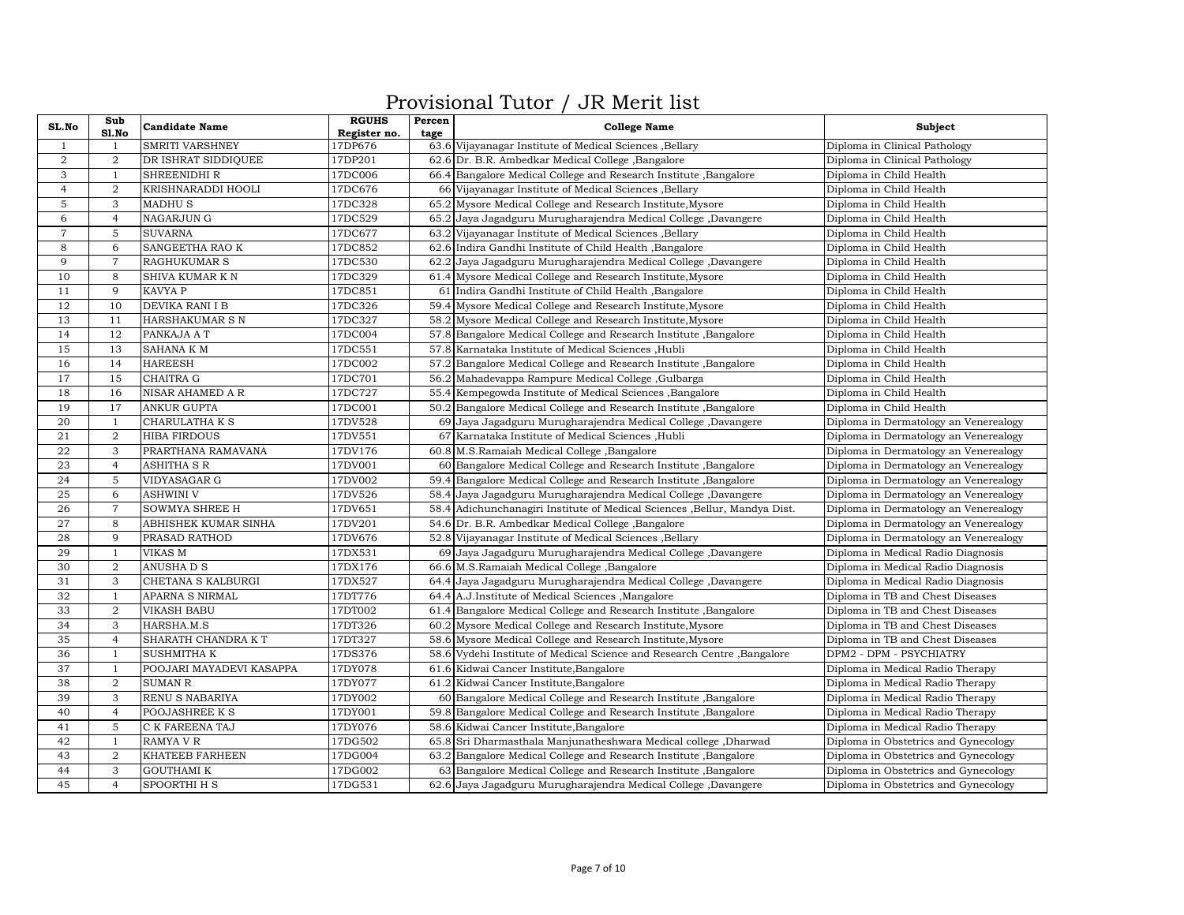# Provisional Tutor / JR Merit list

| SL.No | Sub Sl.No | Candidate Name | RGUHS Register no. | Percentage | College Name | Subject |
|---|---|---|---|---|---|---|
| 1 | 1 | SMRITI VARSHNEY | 17DP676 | 63.6 | Vijayanagar Institute of Medical Sciences ,Bellary | Diploma in Clinical Pathology |
| 2 | 2 | DR ISHRAT SIDDIQUEE | 17DP201 | 62.6 | Dr. B.R. Ambedkar Medical College ,Bangalore | Diploma in Clinical Pathology |
| 3 | 1 | SHREENIDHI R | 17DC006 | 66.4 | Bangalore Medical College and Research Institute ,Bangalore | Diploma in Child Health |
| 4 | 2 | KRISHNARADDI HOOLI | 17DC676 | 66 | Vijayanagar Institute of Medical Sciences ,Bellary | Diploma in Child Health |
| 5 | 3 | MADHU S | 17DC328 | 65.2 | Mysore Medical College and Research Institute,Mysore | Diploma in Child Health |
| 6 | 4 | NAGARJUN G | 17DC529 | 65.2 | Jaya Jagadguru Murugharajendra Medical College ,Davangere | Diploma in Child Health |
| 7 | 5 | SUVARNA | 17DC677 | 63.2 | Vijayanagar Institute of Medical Sciences ,Bellary | Diploma in Child Health |
| 8 | 6 | SANGEETHA RAO K | 17DC852 | 62.6 | Indira Gandhi Institute of Child Health ,Bangalore | Diploma in Child Health |
| 9 | 7 | RAGHUKUMAR S | 17DC530 | 62.2 | Jaya Jagadguru Murugharajendra Medical College ,Davangere | Diploma in Child Health |
| 10 | 8 | SHIVA KUMAR K N | 17DC329 | 61.4 | Mysore Medical College and Research Institute,Mysore | Diploma in Child Health |
| 11 | 9 | KAVYA P | 17DC851 | 61 | Indira Gandhi Institute of Child Health ,Bangalore | Diploma in Child Health |
| 12 | 10 | DEVIKA RANI I B | 17DC326 | 59.4 | Mysore Medical College and Research Institute,Mysore | Diploma in Child Health |
| 13 | 11 | HARSHAKUMAR S N | 17DC327 | 58.2 | Mysore Medical College and Research Institute,Mysore | Diploma in Child Health |
| 14 | 12 | PANKAJA A T | 17DC004 | 57.8 | Bangalore Medical College and Research Institute ,Bangalore | Diploma in Child Health |
| 15 | 13 | SAHANA K M | 17DC551 | 57.8 | Karnataka Institute of Medical Sciences ,Hubli | Diploma in Child Health |
| 16 | 14 | HAREESH | 17DC002 | 57.2 | Bangalore Medical College and Research Institute ,Bangalore | Diploma in Child Health |
| 17 | 15 | CHAITRA G | 17DC701 | 56.2 | Mahadevappa Rampure Medical College ,Gulbarga | Diploma in Child Health |
| 18 | 16 | NISAR AHAMED A R | 17DC727 | 55.4 | Kempegowda Institute of Medical Sciences ,Bangalore | Diploma in Child Health |
| 19 | 17 | ANKUR GUPTA | 17DC001 | 50.2 | Bangalore Medical College and Research Institute ,Bangalore | Diploma in Child Health |
| 20 | 1 | CHARULATHA K S | 17DV528 | 69 | Jaya Jagadguru Murugharajendra Medical College ,Davangere | Diploma in Dermatology an Venerealogy |
| 21 | 2 | HIBA FIRDOUS | 17DV551 | 67 | Karnataka Institute of Medical Sciences ,Hubli | Diploma in Dermatology an Venerealogy |
| 22 | 3 | PRARTHANA RAMAVANA | 17DV176 | 60.8 | M.S.Ramaiah Medical College ,Bangalore | Diploma in Dermatology an Venerealogy |
| 23 | 4 | ASHITHA S R | 17DV001 | 60 | Bangalore Medical College and Research Institute ,Bangalore | Diploma in Dermatology an Venerealogy |
| 24 | 5 | VIDYASAGAR G | 17DV002 | 59.4 | Bangalore Medical College and Research Institute ,Bangalore | Diploma in Dermatology an Venerealogy |
| 25 | 6 | ASHWINI V | 17DV526 | 58.4 | Jaya Jagadguru Murugharajendra Medical College ,Davangere | Diploma in Dermatology an Venerealogy |
| 26 | 7 | SOWMYA SHREE H | 17DV651 | 58.4 | Adichunchanagiri Institute of Medical Sciences ,Bellur, Mandya Dist. | Diploma in Dermatology an Venerealogy |
| 27 | 8 | ABHISHEK KUMAR SINHA | 17DV201 | 54.6 | Dr. B.R. Ambedkar Medical College ,Bangalore | Diploma in Dermatology an Venerealogy |
| 28 | 9 | PRASAD RATHOD | 17DV676 | 52.8 | Vijayanagar Institute of Medical Sciences ,Bellary | Diploma in Dermatology an Venerealogy |
| 29 | 1 | VIKAS M | 17DX531 | 69 | Jaya Jagadguru Murugharajendra Medical College ,Davangere | Diploma in Medical Radio Diagnosis |
| 30 | 2 | ANUSHA D S | 17DX176 | 66.6 | M.S.Ramaiah Medical College ,Bangalore | Diploma in Medical Radio Diagnosis |
| 31 | 3 | CHETANA S KALBURGI | 17DX527 | 64.4 | Jaya Jagadguru Murugharajendra Medical College ,Davangere | Diploma in Medical Radio Diagnosis |
| 32 | 1 | APARNA S NIRMAL | 17DT776 | 64.4 | A.J.Institute of Medical Sciences ,Mangalore | Diploma in TB and Chest Diseases |
| 33 | 2 | VIKASH BABU | 17DT002 | 61.4 | Bangalore Medical College and Research Institute ,Bangalore | Diploma in TB and Chest Diseases |
| 34 | 3 | HARSHA.M.S | 17DT326 | 60.2 | Mysore Medical College and Research Institute,Mysore | Diploma in TB and Chest Diseases |
| 35 | 4 | SHARATH CHANDRA K T | 17DT327 | 58.6 | Mysore Medical College and Research Institute,Mysore | Diploma in TB and Chest Diseases |
| 36 | 1 | SUSHMITHA K | 17DS376 | 58.6 | Vydehi Institute of Medical Science and Research Centre ,Bangalore | DPM2 - DPM - PSYCHIATRY |
| 37 | 1 | POOJARI MAYADEVI KASAPPA | 17DY078 | 61.6 | Kidwai Cancer Institute,Bangalore | Diploma in Medical Radio Therapy |
| 38 | 2 | SUMAN R | 17DY077 | 61.2 | Kidwai Cancer Institute,Bangalore | Diploma in Medical Radio Therapy |
| 39 | 3 | RENU S NABARIYA | 17DY002 | 60 | Bangalore Medical College and Research Institute ,Bangalore | Diploma in Medical Radio Therapy |
| 40 | 4 | POOJASHREE K S | 17DY001 | 59.8 | Bangalore Medical College and Research Institute ,Bangalore | Diploma in Medical Radio Therapy |
| 41 | 5 | C K FAREENA TAJ | 17DY076 | 58.6 | Kidwai Cancer Institute,Bangalore | Diploma in Medical Radio Therapy |
| 42 | 1 | RAMYA V R | 17DG502 | 65.8 | Sri Dharmasthala Manjunatheshwara Medical college ,Dharwad | Diploma in Obstetrics and Gynecology |
| 43 | 2 | KHATEEB FARHEEN | 17DG004 | 63.2 | Bangalore Medical College and Research Institute ,Bangalore | Diploma in Obstetrics and Gynecology |
| 44 | 3 | GOUTHAMI K | 17DG002 | 63 | Bangalore Medical College and Research Institute ,Bangalore | Diploma in Obstetrics and Gynecology |
| 45 | 4 | SPOORTHI H S | 17DG531 | 62.6 | Jaya Jagadguru Murugharajendra Medical College ,Davangere | Diploma in Obstetrics and Gynecology |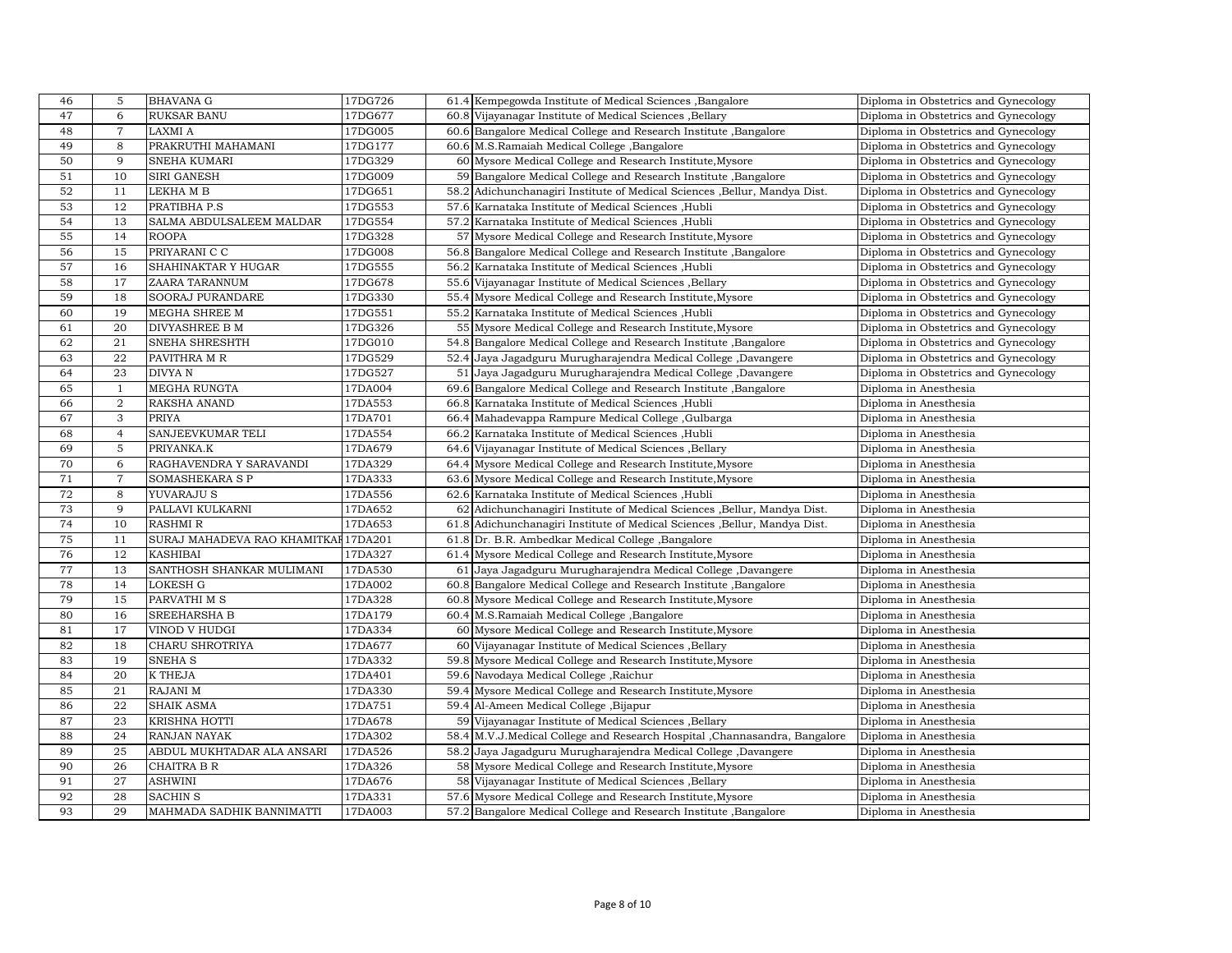| | | | | | | |
|---|---|---|---|---|---|---|
| 46 | 5 | BHAVANA G | 17DG726 | 61.4 | Kempegowda Institute of Medical Sciences ,Bangalore | Diploma in Obstetrics and Gynecology |
| 47 | 6 | RUKSAR BANU | 17DG677 | 60.8 | Vijayanagar Institute of Medical Sciences ,Bellary | Diploma in Obstetrics and Gynecology |
| 48 | 7 | LAXMI A | 17DG005 | 60.6 | Bangalore Medical College and Research Institute ,Bangalore | Diploma in Obstetrics and Gynecology |
| 49 | 8 | PRAKRUTHI MAHAMANI | 17DG177 | 60.6 | M.S.Ramaiah Medical College ,Bangalore | Diploma in Obstetrics and Gynecology |
| 50 | 9 | SNEHA KUMARI | 17DG329 | 60 | Mysore Medical College and Research Institute,Mysore | Diploma in Obstetrics and Gynecology |
| 51 | 10 | SIRI GANESH | 17DG009 | 59 | Bangalore Medical College and Research Institute ,Bangalore | Diploma in Obstetrics and Gynecology |
| 52 | 11 | LEKHA M B | 17DG651 | 58.2 | Adichunchanagiri Institute of Medical Sciences ,Bellur, Mandya Dist. | Diploma in Obstetrics and Gynecology |
| 53 | 12 | PRATIBHA P.S | 17DG553 | 57.6 | Karnataka Institute of Medical Sciences ,Hubli | Diploma in Obstetrics and Gynecology |
| 54 | 13 | SALMA ABDULSALEEM MALDAR | 17DG554 | 57.2 | Karnataka Institute of Medical Sciences ,Hubli | Diploma in Obstetrics and Gynecology |
| 55 | 14 | ROOPA | 17DG328 | 57 | Mysore Medical College and Research Institute,Mysore | Diploma in Obstetrics and Gynecology |
| 56 | 15 | PRIYARANI C C | 17DG008 | 56.8 | Bangalore Medical College and Research Institute ,Bangalore | Diploma in Obstetrics and Gynecology |
| 57 | 16 | SHAHINAKTAR Y HUGAR | 17DG555 | 56.2 | Karnataka Institute of Medical Sciences ,Hubli | Diploma in Obstetrics and Gynecology |
| 58 | 17 | ZAARA TARANNUM | 17DG678 | 55.6 | Vijayanagar Institute of Medical Sciences ,Bellary | Diploma in Obstetrics and Gynecology |
| 59 | 18 | SOORAJ PURANDARE | 17DG330 | 55.4 | Mysore Medical College and Research Institute,Mysore | Diploma in Obstetrics and Gynecology |
| 60 | 19 | MEGHA SHREE M | 17DG551 | 55.2 | Karnataka Institute of Medical Sciences ,Hubli | Diploma in Obstetrics and Gynecology |
| 61 | 20 | DIVYASHREE B M | 17DG326 | 55 | Mysore Medical College and Research Institute,Mysore | Diploma in Obstetrics and Gynecology |
| 62 | 21 | SNEHA SHRESHTH | 17DG010 | 54.8 | Bangalore Medical College and Research Institute ,Bangalore | Diploma in Obstetrics and Gynecology |
| 63 | 22 | PAVITHRA M R | 17DG529 | 52.4 | Jaya Jagadguru Murugharajendra Medical College ,Davangere | Diploma in Obstetrics and Gynecology |
| 64 | 23 | DIVYA N | 17DG527 | 51 | Jaya Jagadguru Murugharajendra Medical College ,Davangere | Diploma in Obstetrics and Gynecology |
| 65 | 1 | MEGHA RUNGTA | 17DA004 | 69.6 | Bangalore Medical College and Research Institute ,Bangalore | Diploma in Anesthesia |
| 66 | 2 | RAKSHA ANAND | 17DA553 | 66.8 | Karnataka Institute of Medical Sciences ,Hubli | Diploma in Anesthesia |
| 67 | 3 | PRIYA | 17DA701 | 66.4 | Mahadevappa Rampure Medical College ,Gulbarga | Diploma in Anesthesia |
| 68 | 4 | SANJEEVKUMAR TELI | 17DA554 | 66.2 | Karnataka Institute of Medical Sciences ,Hubli | Diploma in Anesthesia |
| 69 | 5 | PRIYANKA.K | 17DA679 | 64.6 | Vijayanagar Institute of Medical Sciences ,Bellary | Diploma in Anesthesia |
| 70 | 6 | RAGHAVENDRA Y SARAVANDI | 17DA329 | 64.4 | Mysore Medical College and Research Institute,Mysore | Diploma in Anesthesia |
| 71 | 7 | SOMASHEKARA S P | 17DA333 | 63.6 | Mysore Medical College and Research Institute,Mysore | Diploma in Anesthesia |
| 72 | 8 | YUVARAJU S | 17DA556 | 62.6 | Karnataka Institute of Medical Sciences ,Hubli | Diploma in Anesthesia |
| 73 | 9 | PALLAVI KULKARNI | 17DA652 | 62 | Adichunchanagiri Institute of Medical Sciences ,Bellur, Mandya Dist. | Diploma in Anesthesia |
| 74 | 10 | RASHMI R | 17DA653 | 61.8 | Adichunchanagiri Institute of Medical Sciences ,Bellur, Mandya Dist. | Diploma in Anesthesia |
| 75 | 11 | SURAJ MAHADEVA RAO KHAMITKAR | 17DA201 | 61.8 | Dr. B.R. Ambedkar Medical College ,Bangalore | Diploma in Anesthesia |
| 76 | 12 | KASHIBAI | 17DA327 | 61.4 | Mysore Medical College and Research Institute,Mysore | Diploma in Anesthesia |
| 77 | 13 | SANTHOSH SHANKAR MULIMANI | 17DA530 | 61 | Jaya Jagadguru Murugharajendra Medical College ,Davangere | Diploma in Anesthesia |
| 78 | 14 | LOKESH G | 17DA002 | 60.8 | Bangalore Medical College and Research Institute ,Bangalore | Diploma in Anesthesia |
| 79 | 15 | PARVATHI M S | 17DA328 | 60.8 | Mysore Medical College and Research Institute,Mysore | Diploma in Anesthesia |
| 80 | 16 | SREEHARSHA B | 17DA179 | 60.4 | M.S.Ramaiah Medical College ,Bangalore | Diploma in Anesthesia |
| 81 | 17 | VINOD V HUDGI | 17DA334 | 60 | Mysore Medical College and Research Institute,Mysore | Diploma in Anesthesia |
| 82 | 18 | CHARU SHROTRIYA | 17DA677 | 60 | Vijayanagar Institute of Medical Sciences ,Bellary | Diploma in Anesthesia |
| 83 | 19 | SNEHA S | 17DA332 | 59.8 | Mysore Medical College and Research Institute,Mysore | Diploma in Anesthesia |
| 84 | 20 | K THEJA | 17DA401 | 59.6 | Navodaya Medical College ,Raichur | Diploma in Anesthesia |
| 85 | 21 | RAJANI M | 17DA330 | 59.4 | Mysore Medical College and Research Institute,Mysore | Diploma in Anesthesia |
| 86 | 22 | SHAIK ASMA | 17DA751 | 59.4 | Al-Ameen Medical College ,Bijapur | Diploma in Anesthesia |
| 87 | 23 | KRISHNA HOTTI | 17DA678 | 59 | Vijayanagar Institute of Medical Sciences ,Bellary | Diploma in Anesthesia |
| 88 | 24 | RANJAN NAYAK | 17DA302 | 58.4 | M.V.J.Medical College and Research Hospital ,Channasandra, Bangalore | Diploma in Anesthesia |
| 89 | 25 | ABDUL MUKHTADAR ALA ANSARI | 17DA526 | 58.2 | Jaya Jagadguru Murugharajendra Medical College ,Davangere | Diploma in Anesthesia |
| 90 | 26 | CHAITRA B R | 17DA326 | 58 | Mysore Medical College and Research Institute,Mysore | Diploma in Anesthesia |
| 91 | 27 | ASHWINI | 17DA676 | 58 | Vijayanagar Institute of Medical Sciences ,Bellary | Diploma in Anesthesia |
| 92 | 28 | SACHIN S | 17DA331 | 57.6 | Mysore Medical College and Research Institute,Mysore | Diploma in Anesthesia |
| 93 | 29 | MAHMADA SADHIK BANNIMATTI | 17DA003 | 57.2 | Bangalore Medical College and Research Institute ,Bangalore | Diploma in Anesthesia |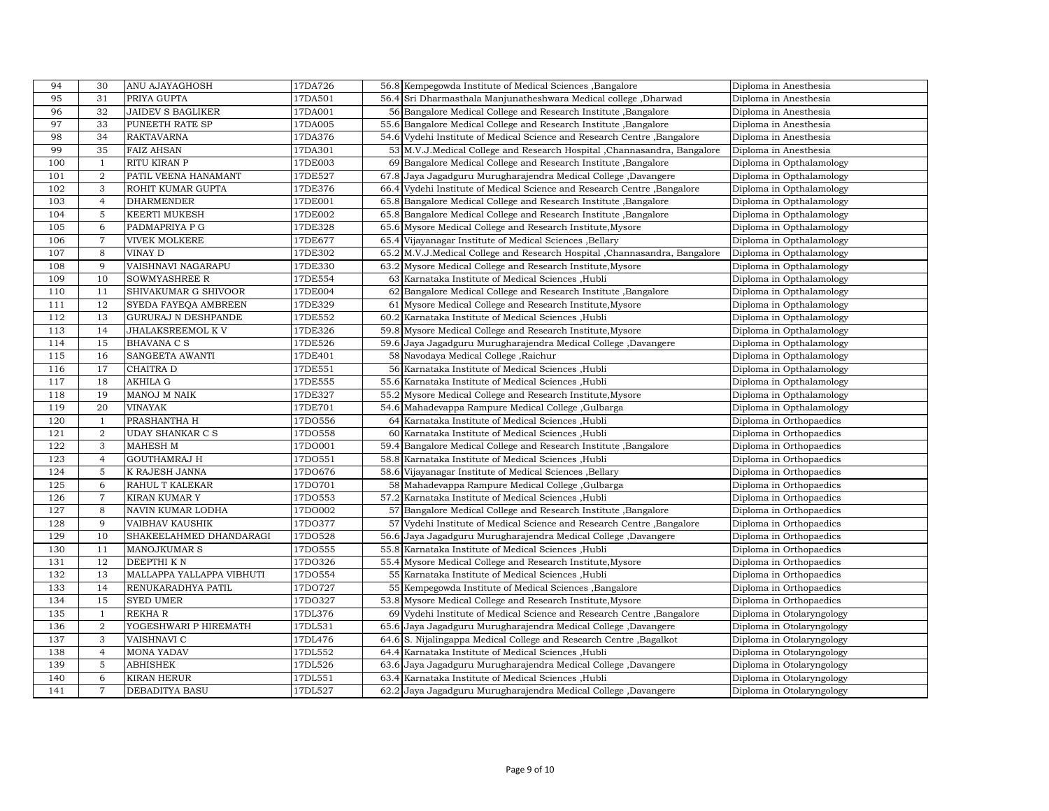| | | | | | | |
|---|---|---|---|---|---|---|
| 94 | 30 | ANU AJAYAGHOSH | 17DA726 | 56.8 | Kempegowda Institute of Medical Sciences ,Bangalore | Diploma in Anesthesia |
| 95 | 31 | PRIYA GUPTA | 17DA501 | 56.4 | Sri Dharmasthala Manjunatheshwara Medical college ,Dharwad | Diploma in Anesthesia |
| 96 | 32 | JAIDEV S BAGLIKER | 17DA001 | 56 | Bangalore Medical College and Research Institute ,Bangalore | Diploma in Anesthesia |
| 97 | 33 | PUNEETH RATE SP | 17DA005 | 55.6 | Bangalore Medical College and Research Institute ,Bangalore | Diploma in Anesthesia |
| 98 | 34 | RAKTAVARNA | 17DA376 | 54.6 | Vydehi Institute of Medical Science and Research Centre ,Bangalore | Diploma in Anesthesia |
| 99 | 35 | FAIZ AHSAN | 17DA301 | 53 | M.V.J.Medical College and Research Hospital ,Channasandra, Bangalore | Diploma in Anesthesia |
| 100 | 1 | RITU KIRAN P | 17DE003 | 69 | Bangalore Medical College and Research Institute ,Bangalore | Diploma in Opthalamology |
| 101 | 2 | PATIL VEENA HANAMANT | 17DE527 | 67.8 | Jaya Jagadguru Murugharajendra Medical College ,Davangere | Diploma in Opthalamology |
| 102 | 3 | ROHIT KUMAR GUPTA | 17DE376 | 66.4 | Vydehi Institute of Medical Science and Research Centre ,Bangalore | Diploma in Opthalamology |
| 103 | 4 | DHARMENDER | 17DE001 | 65.8 | Bangalore Medical College and Research Institute ,Bangalore | Diploma in Opthalamology |
| 104 | 5 | KEERTI MUKESH | 17DE002 | 65.8 | Bangalore Medical College and Research Institute ,Bangalore | Diploma in Opthalamology |
| 105 | 6 | PADMAPRIYA P G | 17DE328 | 65.6 | Mysore Medical College and Research Institute,Mysore | Diploma in Opthalamology |
| 106 | 7 | VIVEK MOLKERE | 17DE677 | 65.4 | Vijayanagar Institute of Medical Sciences ,Bellary | Diploma in Opthalamology |
| 107 | 8 | VINAY D | 17DE302 | 65.2 | M.V.J.Medical College and Research Hospital ,Channasandra, Bangalore | Diploma in Opthalamology |
| 108 | 9 | VAISHNAVI NAGARAPU | 17DE330 | 63.2 | Mysore Medical College and Research Institute,Mysore | Diploma in Opthalamology |
| 109 | 10 | SOWMYASHREE R | 17DE554 | 63 | Karnataka Institute of Medical Sciences ,Hubli | Diploma in Opthalamology |
| 110 | 11 | SHIVAKUMAR G SHIVOOR | 17DE004 | 62 | Bangalore Medical College and Research Institute ,Bangalore | Diploma in Opthalamology |
| 111 | 12 | SYEDA FAYEQA AMBREEN | 17DE329 | 61 | Mysore Medical College and Research Institute,Mysore | Diploma in Opthalamology |
| 112 | 13 | GURURAJ N DESHPANDE | 17DE552 | 60.2 | Karnataka Institute of Medical Sciences ,Hubli | Diploma in Opthalamology |
| 113 | 14 | JHALAKSREEMOL K V | 17DE326 | 59.8 | Mysore Medical College and Research Institute,Mysore | Diploma in Opthalamology |
| 114 | 15 | BHAVANA C S | 17DE526 | 59.6 | Jaya Jagadguru Murugharajendra Medical College ,Davangere | Diploma in Opthalamology |
| 115 | 16 | SANGEETA AWANTI | 17DE401 | 58 | Navodaya Medical College ,Raichur | Diploma in Opthalamology |
| 116 | 17 | CHAITRA D | 17DE551 | 56 | Karnataka Institute of Medical Sciences ,Hubli | Diploma in Opthalamology |
| 117 | 18 | AKHILA G | 17DE555 | 55.6 | Karnataka Institute of Medical Sciences ,Hubli | Diploma in Opthalamology |
| 118 | 19 | MANOJ M NAIK | 17DE327 | 55.2 | Mysore Medical College and Research Institute,Mysore | Diploma in Opthalamology |
| 119 | 20 | VINAYAK | 17DE701 | 54.6 | Mahadevappa Rampure Medical College ,Gulbarga | Diploma in Opthalamology |
| 120 | 1 | PRASHANTHA H | 17DO556 | 64 | Karnataka Institute of Medical Sciences ,Hubli | Diploma in Orthopaedics |
| 121 | 2 | UDAY SHANKAR C S | 17DO558 | 60 | Karnataka Institute of Medical Sciences ,Hubli | Diploma in Orthopaedics |
| 122 | 3 | MAHESH M | 17DO001 | 59.4 | Bangalore Medical College and Research Institute ,Bangalore | Diploma in Orthopaedics |
| 123 | 4 | GOUTHAMRAJ H | 17DO551 | 58.8 | Karnataka Institute of Medical Sciences ,Hubli | Diploma in Orthopaedics |
| 124 | 5 | K RAJESH JANNA | 17DO676 | 58.6 | Vijayanagar Institute of Medical Sciences ,Bellary | Diploma in Orthopaedics |
| 125 | 6 | RAHUL T KALEKAR | 17DO701 | 58 | Mahadevappa Rampure Medical College ,Gulbarga | Diploma in Orthopaedics |
| 126 | 7 | KIRAN KUMAR Y | 17DO553 | 57.2 | Karnataka Institute of Medical Sciences ,Hubli | Diploma in Orthopaedics |
| 127 | 8 | NAVIN KUMAR LODHA | 17DO002 | 57 | Bangalore Medical College and Research Institute ,Bangalore | Diploma in Orthopaedics |
| 128 | 9 | VAIBHAV KAUSHIK | 17DO377 | 57 | Vydehi Institute of Medical Science and Research Centre ,Bangalore | Diploma in Orthopaedics |
| 129 | 10 | SHAKEELAHMED DHANDARAGI | 17DO528 | 56.6 | Jaya Jagadguru Murugharajendra Medical College ,Davangere | Diploma in Orthopaedics |
| 130 | 11 | MANOJKUMAR S | 17DO555 | 55.8 | Karnataka Institute of Medical Sciences ,Hubli | Diploma in Orthopaedics |
| 131 | 12 | DEEPTHI K N | 17DO326 | 55.4 | Mysore Medical College and Research Institute,Mysore | Diploma in Orthopaedics |
| 132 | 13 | MALLAPPA YALLAPPA VIBHUTI | 17DO554 | 55 | Karnataka Institute of Medical Sciences ,Hubli | Diploma in Orthopaedics |
| 133 | 14 | RENUKARADHYA PATIL | 17DO727 | 55 | Kempegowda Institute of Medical Sciences ,Bangalore | Diploma in Orthopaedics |
| 134 | 15 | SYED UMER | 17DO327 | 53.8 | Mysore Medical College and Research Institute,Mysore | Diploma in Orthopaedics |
| 135 | 1 | REKHA R | 17DL376 | 69 | Vydehi Institute of Medical Science and Research Centre ,Bangalore | Diploma in Otolaryngology |
| 136 | 2 | YOGESHWARI P HIREMATH | 17DL531 | 65.6 | Jaya Jagadguru Murugharajendra Medical College ,Davangere | Diploma in Otolaryngology |
| 137 | 3 | VAISHNAVI C | 17DL476 | 64.6 | S. Nijalingappa Medical College and Research Centre ,Bagalkot | Diploma in Otolaryngology |
| 138 | 4 | MONA YADAV | 17DL552 | 64.4 | Karnataka Institute of Medical Sciences ,Hubli | Diploma in Otolaryngology |
| 139 | 5 | ABHISHEK | 17DL526 | 63.6 | Jaya Jagadguru Murugharajendra Medical College ,Davangere | Diploma in Otolaryngology |
| 140 | 6 | KIRAN HERUR | 17DL551 | 63.4 | Karnataka Institute of Medical Sciences ,Hubli | Diploma in Otolaryngology |
| 141 | 7 | DEBADITYA BASU | 17DL527 | 62.2 | Jaya Jagadguru Murugharajendra Medical College ,Davangere | Diploma in Otolaryngology |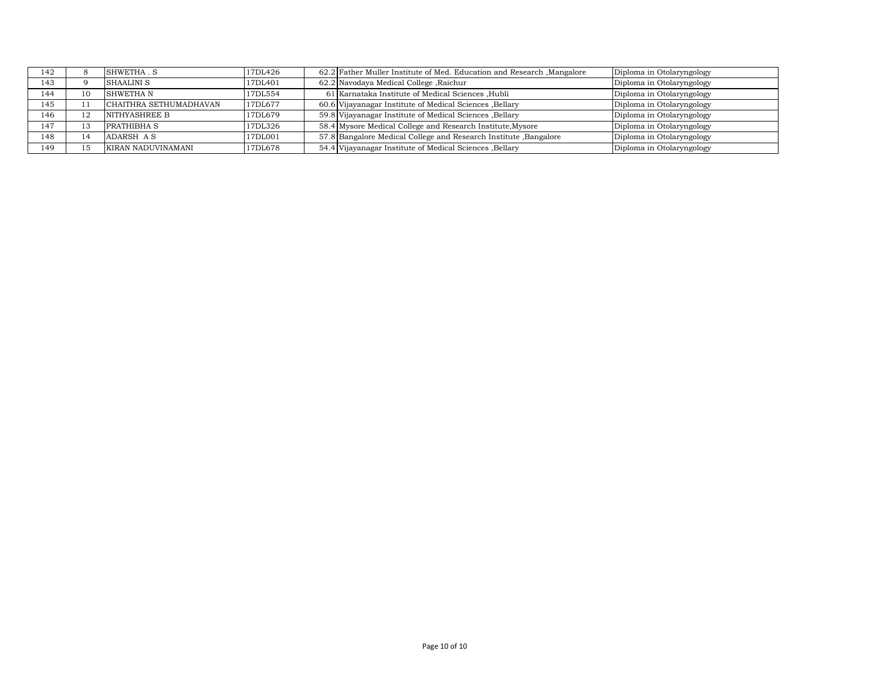| | | | | | | |
|---|---|---|---|---|---|---|
| 142 | 8 | SHWETHA . S | 17DL426 | 62.2 | Father Muller Institute of Med. Education and Research ,Mangalore | Diploma in Otolaryngology |
| 143 | 9 | SHAALINI S | 17DL401 | 62.2 | Navodaya Medical College ,Raichur | Diploma in Otolaryngology |
| 144 | 10 | SHWETHA N | 17DL554 | 61 | Karnataka Institute of Medical Sciences ,Hubli | Diploma in Otolaryngology |
| 145 | 11 | CHAITHRA SETHUMADHAVAN | 17DL677 | 60.6 | Vijayanagar Institute of Medical Sciences ,Bellary | Diploma in Otolaryngology |
| 146 | 12 | NITHYASHREE B | 17DL679 | 59.8 | Vijayanagar Institute of Medical Sciences ,Bellary | Diploma in Otolaryngology |
| 147 | 13 | PRATHIBHA S | 17DL326 | 58.4 | Mysore Medical College and Research Institute,Mysore | Diploma in Otolaryngology |
| 148 | 14 | ADARSH A S | 17DL001 | 57.8 | Bangalore Medical College and Research Institute ,Bangalore | Diploma in Otolaryngology |
| 149 | 15 | KIRAN NADUVINAMANI | 17DL678 | 54.4 | Vijayanagar Institute of Medical Sciences ,Bellary | Diploma in Otolaryngology |